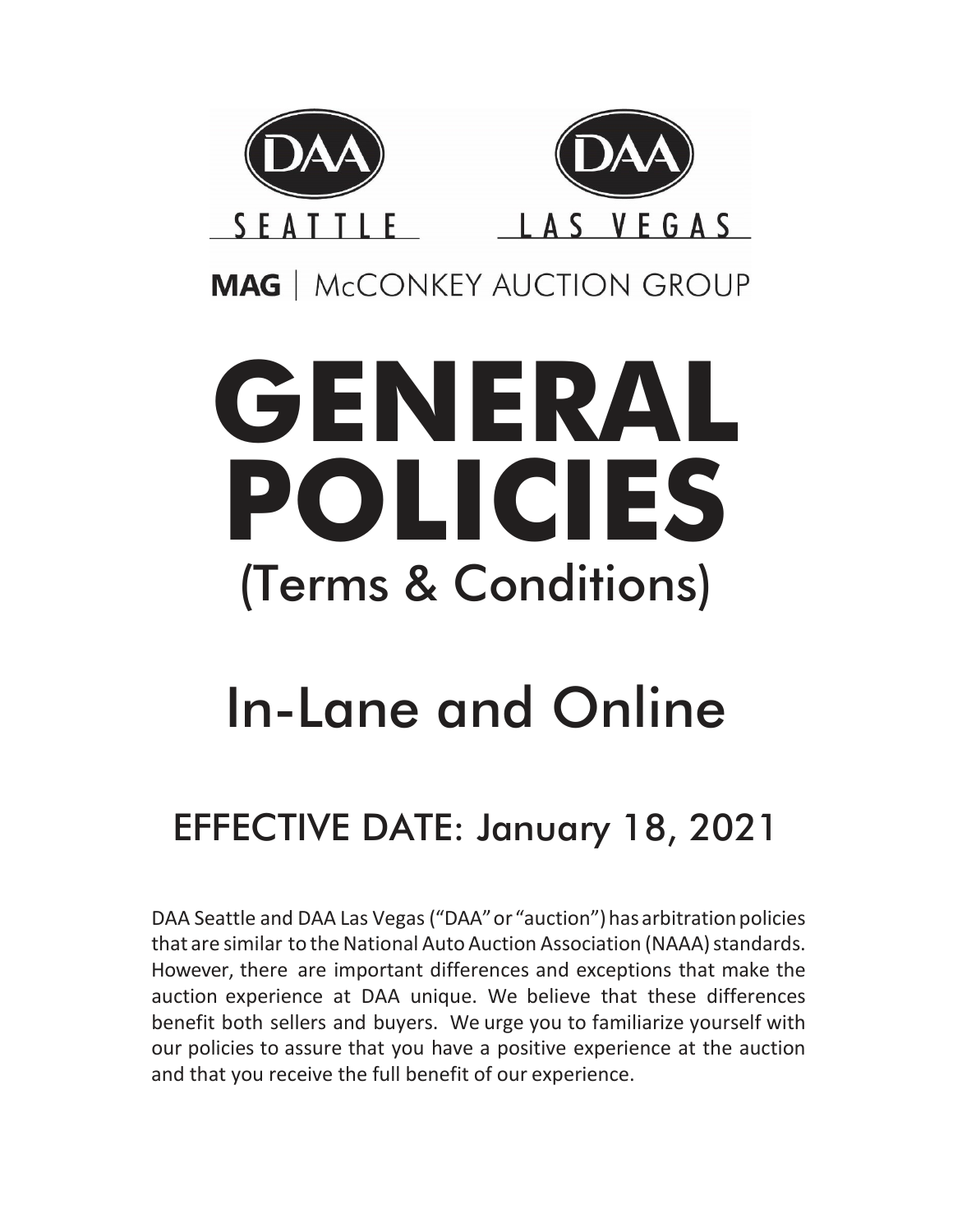DAA SEATTLE | DAA LAS VEGAS

MAG | McCONKEY AUCTION GROUP

# GENERAL POLICIES

## (Terms & Conditions)

## In-Lane and Online

### EFFECTIVE DATE: January 18, 2021

DAA Seattle and DAA Las Vegas ("DAA" or "auction") has arbitration policies that are similar to the National Auto Auction Association (NAAA) standards. However, there are important differences and exceptions that make the auction experience at DAA unique. We believe that these differences benefit both sellers and buyers. We urge you to familiarize yourself with our policies to assure that you have a positive experience at the auction and that you receive the full benefit of our experience.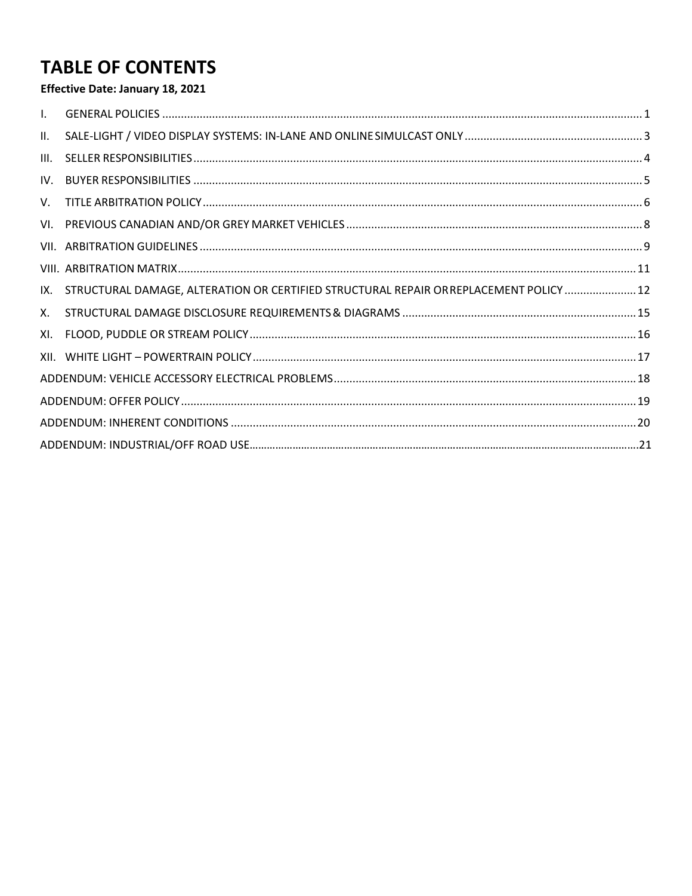# TABLE OF CONTENTS

**Effective Date: January 18, 2021**

| | | |
|---|---|---|
| I. | GENERAL POLICIES | 1 |
| II. | SALE-LIGHT / VIDEO DISPLAY SYSTEMS: IN-LANE AND ONLINE SIMULCAST ONLY | 3 |
| III. | SELLER RESPONSIBILITIES | 4 |
| IV. | BUYER RESPONSIBILITIES | 5 |
| V. | TITLE ARBITRATION POLICY | 6 |
| VI. | PREVIOUS CANADIAN AND/OR GREY MARKET VEHICLES | 8 |
| VII. | ARBITRATION GUIDELINES | 9 |
| VIII. | ARBITRATION MATRIX | 11 |
| IX. | STRUCTURAL DAMAGE, ALTERATION OR CERTIFIED STRUCTURAL REPAIR OR REPLACEMENT POLICY | 12 |
| X. | STRUCTURAL DAMAGE DISCLOSURE REQUIREMENTS & DIAGRAMS | 15 |
| XI. | FLOOD, PUDDLE OR STREAM POLICY | 16 |
| XII. | WHITE LIGHT – POWERTRAIN POLICY | 17 |
| | ADDENDUM: VEHICLE ACCESSORY ELECTRICAL PROBLEMS | 18 |
| | ADDENDUM: OFFER POLICY | 19 |
| | ADDENDUM: INHERENT CONDITIONS | 20 |
| | ADDENDUM: INDUSTRIAL/OFF ROAD USE | 21 |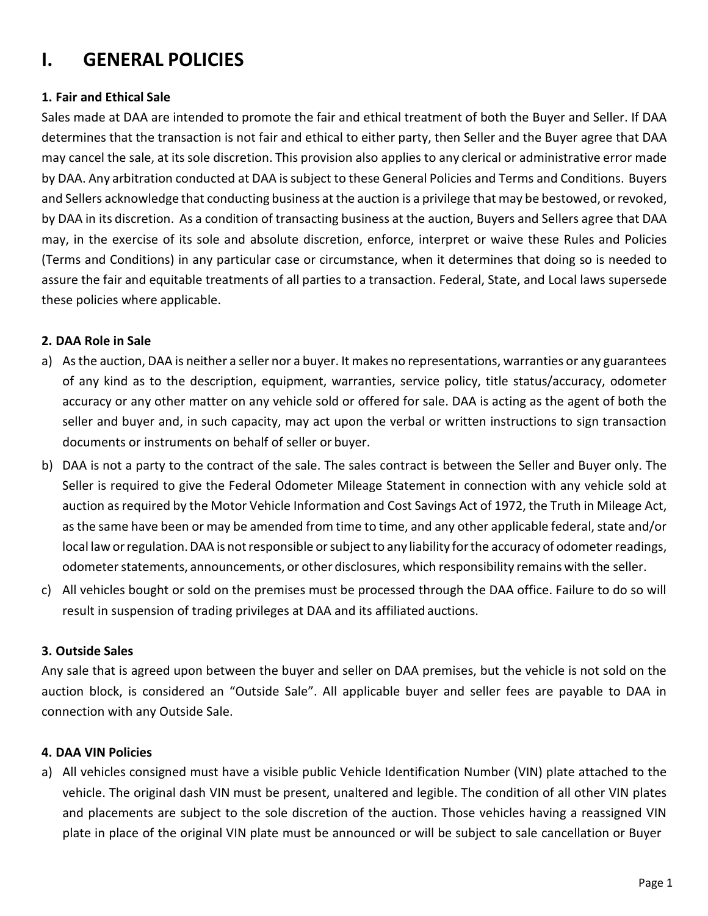# I. GENERAL POLICIES

### 1. Fair and Ethical Sale

Sales made at DAA are intended to promote the fair and ethical treatment of both the Buyer and Seller. If DAA determines that the transaction is not fair and ethical to either party, then Seller and the Buyer agree that DAA may cancel the sale, at its sole discretion. This provision also applies to any clerical or administrative error made by DAA. Any arbitration conducted at DAA is subject to these General Policies and Terms and Conditions. Buyers and Sellers acknowledge that conducting business at the auction is a privilege that may be bestowed, or revoked, by DAA in its discretion. As a condition of transacting business at the auction, Buyers and Sellers agree that DAA may, in the exercise of its sole and absolute discretion, enforce, interpret or waive these Rules and Policies (Terms and Conditions) in any particular case or circumstance, when it determines that doing so is needed to assure the fair and equitable treatments of all parties to a transaction. Federal, State, and Local laws supersede these policies where applicable.

### 2. DAA Role in Sale

a) As the auction, DAA is neither a seller nor a buyer. It makes no representations, warranties or any guarantees of any kind as to the description, equipment, warranties, service policy, title status/accuracy, odometer accuracy or any other matter on any vehicle sold or offered for sale. DAA is acting as the agent of both the seller and buyer and, in such capacity, may act upon the verbal or written instructions to sign transaction documents or instruments on behalf of seller or buyer.

b) DAA is not a party to the contract of the sale. The sales contract is between the Seller and Buyer only. The Seller is required to give the Federal Odometer Mileage Statement in connection with any vehicle sold at auction as required by the Motor Vehicle Information and Cost Savings Act of 1972, the Truth in Mileage Act, as the same have been or may be amended from time to time, and any other applicable federal, state and/or local law or regulation. DAA is not responsible or subject to any liability for the accuracy of odometer readings, odometer statements, announcements, or other disclosures, which responsibility remains with the seller.

c) All vehicles bought or sold on the premises must be processed through the DAA office. Failure to do so will result in suspension of trading privileges at DAA and its affiliated auctions.

### 3. Outside Sales

Any sale that is agreed upon between the buyer and seller on DAA premises, but the vehicle is not sold on the auction block, is considered an "Outside Sale". All applicable buyer and seller fees are payable to DAA in connection with any Outside Sale.

### 4. DAA VIN Policies

a) All vehicles consigned must have a visible public Vehicle Identification Number (VIN) plate attached to the vehicle. The original dash VIN must be present, unaltered and legible. The condition of all other VIN plates and placements are subject to the sole discretion of the auction. Those vehicles having a reassigned VIN plate in place of the original VIN plate must be announced or will be subject to sale cancellation or Buyer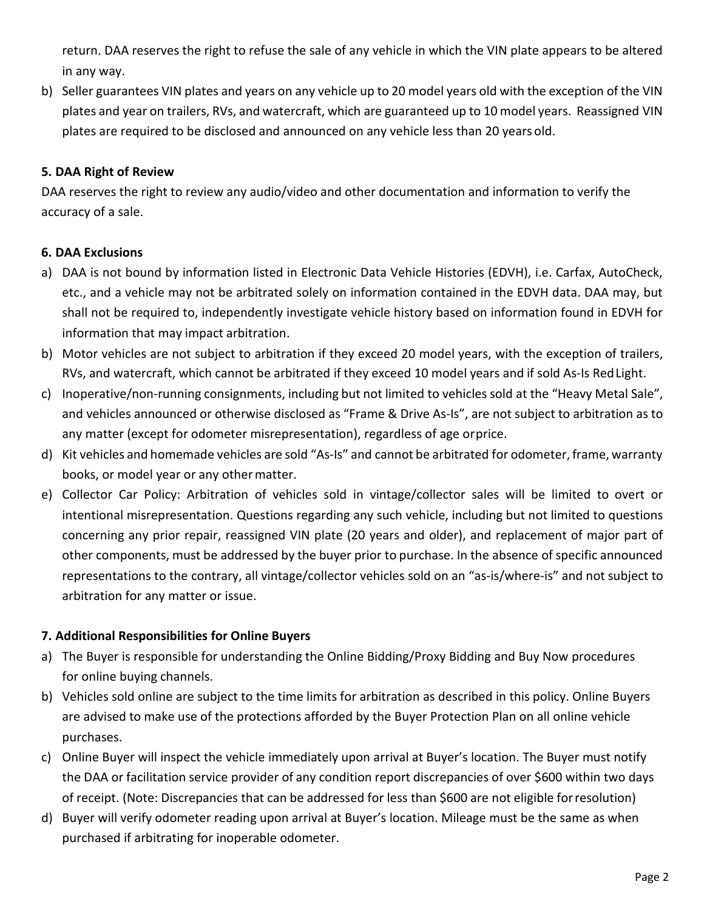return. DAA reserves the right to refuse the sale of any vehicle in which the VIN plate appears to be altered in any way.

b) Seller guarantees VIN plates and years on any vehicle up to 20 model years old with the exception of the VIN plates and year on trailers, RVs, and watercraft, which are guaranteed up to 10 model years. Reassigned VIN plates are required to be disclosed and announced on any vehicle less than 20 years old.

**5. DAA Right of Review**

DAA reserves the right to review any audio/video and other documentation and information to verify the accuracy of a sale.

**6. DAA Exclusions**

a) DAA is not bound by information listed in Electronic Data Vehicle Histories (EDVH), i.e. Carfax, AutoCheck, etc., and a vehicle may not be arbitrated solely on information contained in the EDVH data. DAA may, but shall not be required to, independently investigate vehicle history based on information found in EDVH for information that may impact arbitration.

b) Motor vehicles are not subject to arbitration if they exceed 20 model years, with the exception of trailers, RVs, and watercraft, which cannot be arbitrated if they exceed 10 model years and if sold As-Is Red Light.

c) Inoperative/non-running consignments, including but not limited to vehicles sold at the "Heavy Metal Sale", and vehicles announced or otherwise disclosed as "Frame & Drive As-Is", are not subject to arbitration as to any matter (except for odometer misrepresentation), regardless of age or price.

d) Kit vehicles and homemade vehicles are sold "As-Is" and cannot be arbitrated for odometer, frame, warranty books, or model year or any other matter.

e) Collector Car Policy: Arbitration of vehicles sold in vintage/collector sales will be limited to overt or intentional misrepresentation. Questions regarding any such vehicle, including but not limited to questions concerning any prior repair, reassigned VIN plate (20 years and older), and replacement of major part of other components, must be addressed by the buyer prior to purchase. In the absence of specific announced representations to the contrary, all vintage/collector vehicles sold on an "as-is/where-is" and not subject to arbitration for any matter or issue.

**7. Additional Responsibilities for Online Buyers**

a) The Buyer is responsible for understanding the Online Bidding/Proxy Bidding and Buy Now procedures for online buying channels.

b) Vehicles sold online are subject to the time limits for arbitration as described in this policy. Online Buyers are advised to make use of the protections afforded by the Buyer Protection Plan on all online vehicle purchases.

c) Online Buyer will inspect the vehicle immediately upon arrival at Buyer's location. The Buyer must notify the DAA or facilitation service provider of any condition report discrepancies of over $600 within two days of receipt. (Note: Discrepancies that can be addressed for less than $600 are not eligible for resolution)

d) Buyer will verify odometer reading upon arrival at Buyer's location. Mileage must be the same as when purchased if arbitrating for inoperable odometer.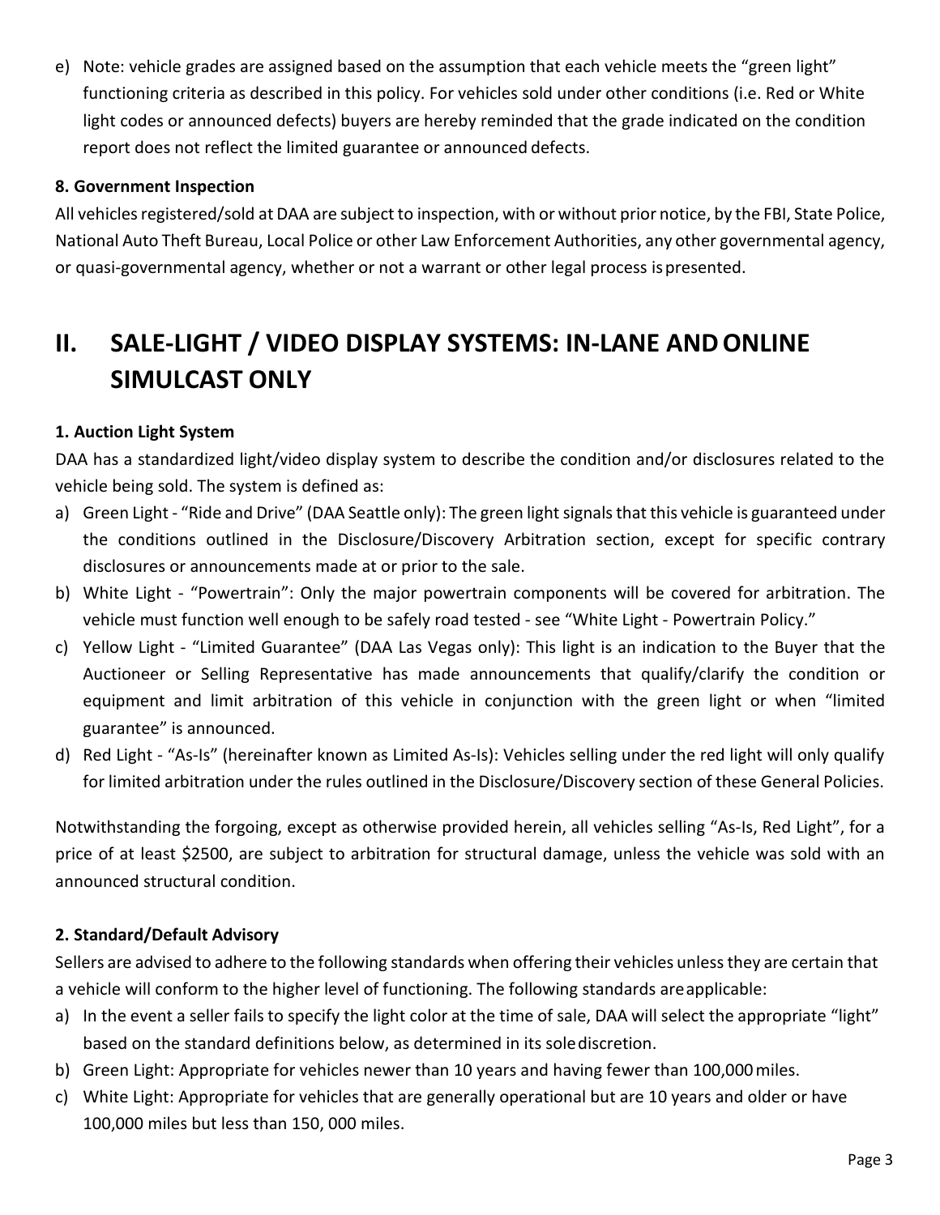e) Note: vehicle grades are assigned based on the assumption that each vehicle meets the "green light" functioning criteria as described in this policy. For vehicles sold under other conditions (i.e. Red or White light codes or announced defects) buyers are hereby reminded that the grade indicated on the condition report does not reflect the limited guarantee or announced defects.

**8. Government Inspection**

All vehicles registered/sold at DAA are subject to inspection, with or without prior notice, by the FBI, State Police, National Auto Theft Bureau, Local Police or other Law Enforcement Authorities, any other governmental agency, or quasi-governmental agency, whether or not a warrant or other legal process is presented.

# II. SALE-LIGHT / VIDEO DISPLAY SYSTEMS: IN-LANE AND ONLINE SIMULCAST ONLY

**1. Auction Light System**

DAA has a standardized light/video display system to describe the condition and/or disclosures related to the vehicle being sold. The system is defined as:

a) Green Light - "Ride and Drive" (DAA Seattle only): The green light signals that this vehicle is guaranteed under the conditions outlined in the Disclosure/Discovery Arbitration section, except for specific contrary disclosures or announcements made at or prior to the sale.
b) White Light - "Powertrain": Only the major powertrain components will be covered for arbitration. The vehicle must function well enough to be safely road tested - see "White Light - Powertrain Policy."
c) Yellow Light - "Limited Guarantee" (DAA Las Vegas only): This light is an indication to the Buyer that the Auctioneer or Selling Representative has made announcements that qualify/clarify the condition or equipment and limit arbitration of this vehicle in conjunction with the green light or when "limited guarantee" is announced.
d) Red Light - "As-Is" (hereinafter known as Limited As-Is): Vehicles selling under the red light will only qualify for limited arbitration under the rules outlined in the Disclosure/Discovery section of these General Policies.

Notwithstanding the forgoing, except as otherwise provided herein, all vehicles selling "As-Is, Red Light", for a price of at least $2500, are subject to arbitration for structural damage, unless the vehicle was sold with an announced structural condition.

**2. Standard/Default Advisory**

Sellers are advised to adhere to the following standards when offering their vehicles unless they are certain that a vehicle will conform to the higher level of functioning. The following standards are applicable:

a) In the event a seller fails to specify the light color at the time of sale, DAA will select the appropriate "light" based on the standard definitions below, as determined in its sole discretion.
b) Green Light: Appropriate for vehicles newer than 10 years and having fewer than 100,000 miles.
c) White Light: Appropriate for vehicles that are generally operational but are 10 years and older or have 100,000 miles but less than 150, 000 miles.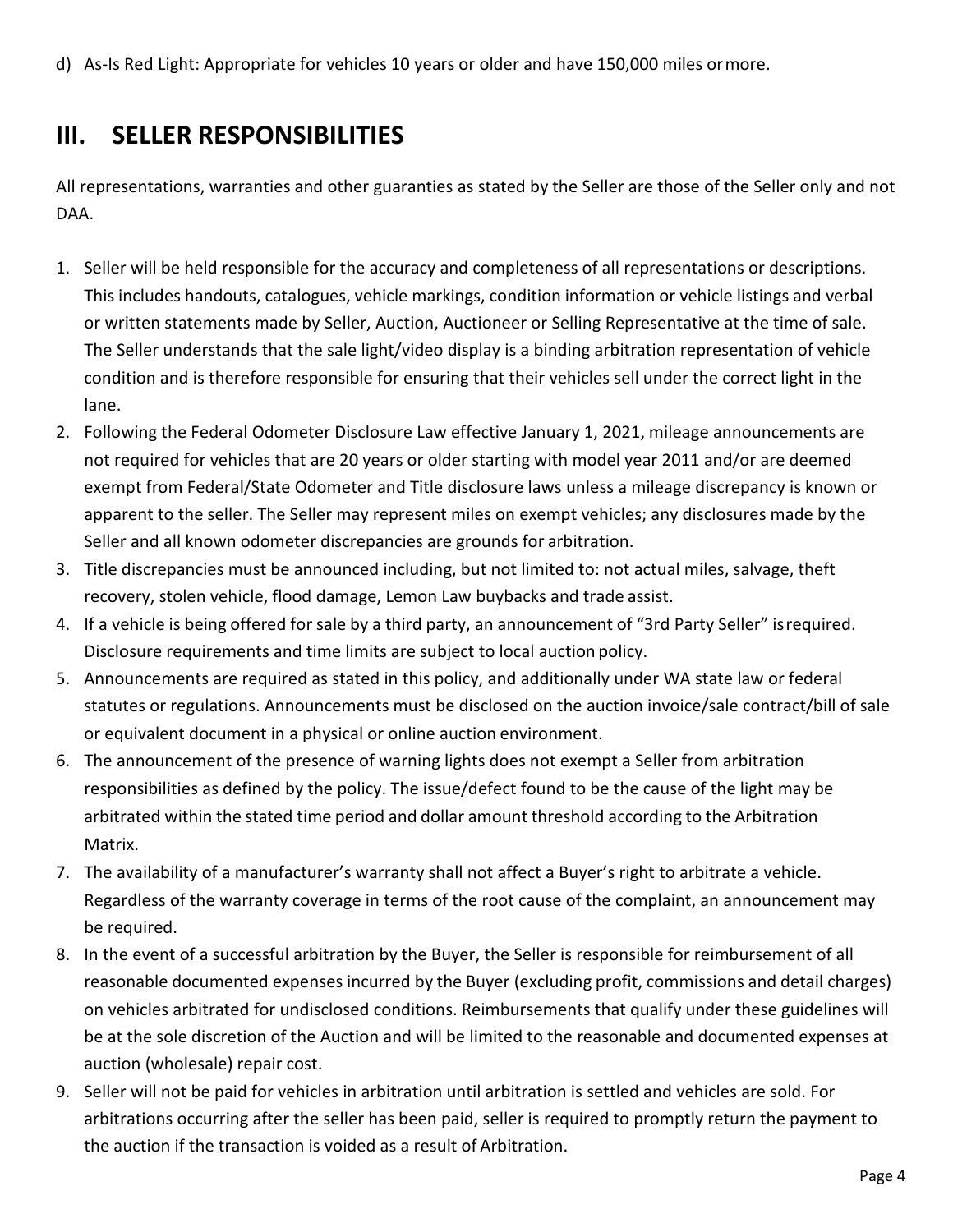d) As-Is Red Light: Appropriate for vehicles 10 years or older and have 150,000 miles or more.

## III. SELLER RESPONSIBILITIES

All representations, warranties and other guaranties as stated by the Seller are those of the Seller only and not DAA.

1. Seller will be held responsible for the accuracy and completeness of all representations or descriptions. This includes handouts, catalogues, vehicle markings, condition information or vehicle listings and verbal or written statements made by Seller, Auction, Auctioneer or Selling Representative at the time of sale. The Seller understands that the sale light/video display is a binding arbitration representation of vehicle condition and is therefore responsible for ensuring that their vehicles sell under the correct light in the lane.
2. Following the Federal Odometer Disclosure Law effective January 1, 2021, mileage announcements are not required for vehicles that are 20 years or older starting with model year 2011 and/or are deemed exempt from Federal/State Odometer and Title disclosure laws unless a mileage discrepancy is known or apparent to the seller. The Seller may represent miles on exempt vehicles; any disclosures made by the Seller and all known odometer discrepancies are grounds for arbitration.
3. Title discrepancies must be announced including, but not limited to: not actual miles, salvage, theft recovery, stolen vehicle, flood damage, Lemon Law buybacks and trade assist.
4. If a vehicle is being offered for sale by a third party, an announcement of "3rd Party Seller" is required. Disclosure requirements and time limits are subject to local auction policy.
5. Announcements are required as stated in this policy, and additionally under WA state law or federal statutes or regulations. Announcements must be disclosed on the auction invoice/sale contract/bill of sale or equivalent document in a physical or online auction environment.
6. The announcement of the presence of warning lights does not exempt a Seller from arbitration responsibilities as defined by the policy. The issue/defect found to be the cause of the light may be arbitrated within the stated time period and dollar amount threshold according to the Arbitration Matrix.
7. The availability of a manufacturer's warranty shall not affect a Buyer's right to arbitrate a vehicle. Regardless of the warranty coverage in terms of the root cause of the complaint, an announcement may be required.
8. In the event of a successful arbitration by the Buyer, the Seller is responsible for reimbursement of all reasonable documented expenses incurred by the Buyer (excluding profit, commissions and detail charges) on vehicles arbitrated for undisclosed conditions. Reimbursements that qualify under these guidelines will be at the sole discretion of the Auction and will be limited to the reasonable and documented expenses at auction (wholesale) repair cost.
9. Seller will not be paid for vehicles in arbitration until arbitration is settled and vehicles are sold. For arbitrations occurring after the seller has been paid, seller is required to promptly return the payment to the auction if the transaction is voided as a result of Arbitration.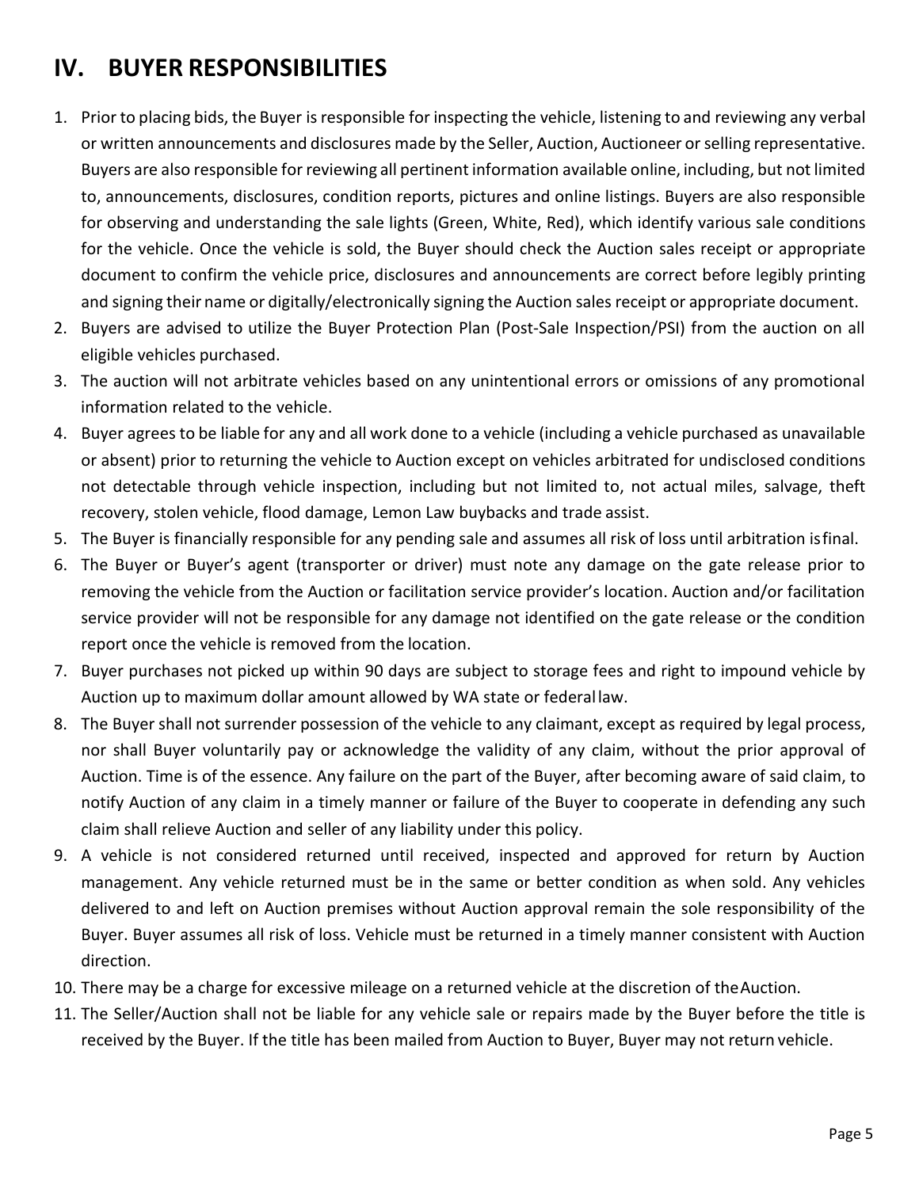## IV. BUYER RESPONSIBILITIES

1. Prior to placing bids, the Buyer is responsible for inspecting the vehicle, listening to and reviewing any verbal or written announcements and disclosures made by the Seller, Auction, Auctioneer or selling representative. Buyers are also responsible for reviewing all pertinent information available online, including, but not limited to, announcements, disclosures, condition reports, pictures and online listings. Buyers are also responsible for observing and understanding the sale lights (Green, White, Red), which identify various sale conditions for the vehicle. Once the vehicle is sold, the Buyer should check the Auction sales receipt or appropriate document to confirm the vehicle price, disclosures and announcements are correct before legibly printing and signing their name or digitally/electronically signing the Auction sales receipt or appropriate document.
2. Buyers are advised to utilize the Buyer Protection Plan (Post-Sale Inspection/PSI) from the auction on all eligible vehicles purchased.
3. The auction will not arbitrate vehicles based on any unintentional errors or omissions of any promotional information related to the vehicle.
4. Buyer agrees to be liable for any and all work done to a vehicle (including a vehicle purchased as unavailable or absent) prior to returning the vehicle to Auction except on vehicles arbitrated for undisclosed conditions not detectable through vehicle inspection, including but not limited to, not actual miles, salvage, theft recovery, stolen vehicle, flood damage, Lemon Law buybacks and trade assist.
5. The Buyer is financially responsible for any pending sale and assumes all risk of loss until arbitration is final.
6. The Buyer or Buyer's agent (transporter or driver) must note any damage on the gate release prior to removing the vehicle from the Auction or facilitation service provider's location. Auction and/or facilitation service provider will not be responsible for any damage not identified on the gate release or the condition report once the vehicle is removed from the location.
7. Buyer purchases not picked up within 90 days are subject to storage fees and right to impound vehicle by Auction up to maximum dollar amount allowed by WA state or federal law.
8. The Buyer shall not surrender possession of the vehicle to any claimant, except as required by legal process, nor shall Buyer voluntarily pay or acknowledge the validity of any claim, without the prior approval of Auction. Time is of the essence. Any failure on the part of the Buyer, after becoming aware of said claim, to notify Auction of any claim in a timely manner or failure of the Buyer to cooperate in defending any such claim shall relieve Auction and seller of any liability under this policy.
9. A vehicle is not considered returned until received, inspected and approved for return by Auction management. Any vehicle returned must be in the same or better condition as when sold. Any vehicles delivered to and left on Auction premises without Auction approval remain the sole responsibility of the Buyer. Buyer assumes all risk of loss. Vehicle must be returned in a timely manner consistent with Auction direction.
10. There may be a charge for excessive mileage on a returned vehicle at the discretion of the Auction.
11. The Seller/Auction shall not be liable for any vehicle sale or repairs made by the Buyer before the title is received by the Buyer. If the title has been mailed from Auction to Buyer, Buyer may not return vehicle.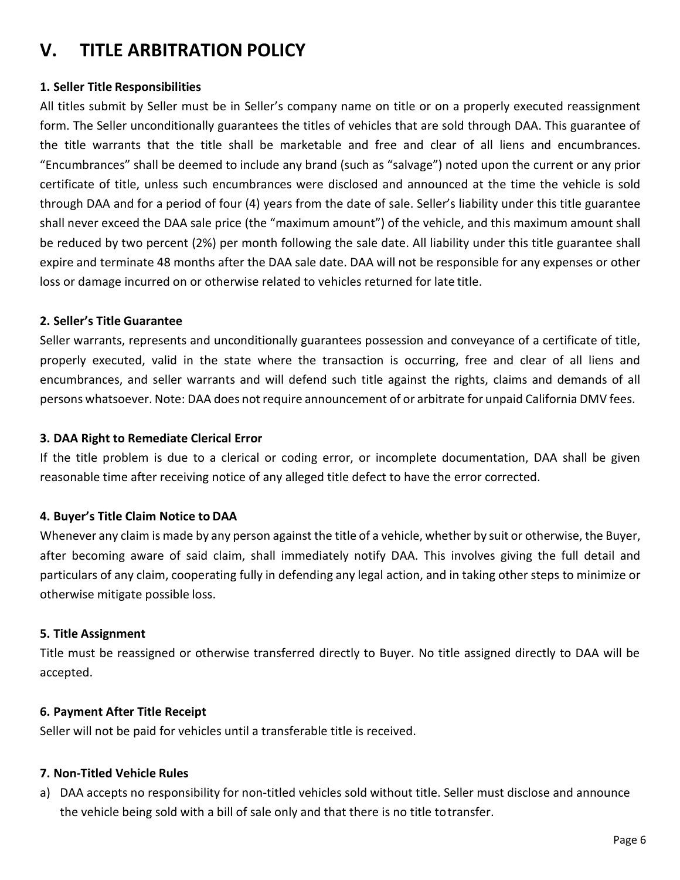# V. TITLE ARBITRATION POLICY

**1. Seller Title Responsibilities**

All titles submit by Seller must be in Seller's company name on title or on a properly executed reassignment form. The Seller unconditionally guarantees the titles of vehicles that are sold through DAA. This guarantee of the title warrants that the title shall be marketable and free and clear of all liens and encumbrances. "Encumbrances" shall be deemed to include any brand (such as "salvage") noted upon the current or any prior certificate of title, unless such encumbrances were disclosed and announced at the time the vehicle is sold through DAA and for a period of four (4) years from the date of sale. Seller's liability under this title guarantee shall never exceed the DAA sale price (the "maximum amount") of the vehicle, and this maximum amount shall be reduced by two percent (2%) per month following the sale date. All liability under this title guarantee shall expire and terminate 48 months after the DAA sale date. DAA will not be responsible for any expenses or other loss or damage incurred on or otherwise related to vehicles returned for late title.

**2. Seller's Title Guarantee**

Seller warrants, represents and unconditionally guarantees possession and conveyance of a certificate of title, properly executed, valid in the state where the transaction is occurring, free and clear of all liens and encumbrances, and seller warrants and will defend such title against the rights, claims and demands of all persons whatsoever. Note: DAA does not require announcement of or arbitrate for unpaid California DMV fees.

**3. DAA Right to Remediate Clerical Error**

If the title problem is due to a clerical or coding error, or incomplete documentation, DAA shall be given reasonable time after receiving notice of any alleged title defect to have the error corrected.

**4. Buyer's Title Claim Notice to DAA**

Whenever any claim is made by any person against the title of a vehicle, whether by suit or otherwise, the Buyer, after becoming aware of said claim, shall immediately notify DAA. This involves giving the full detail and particulars of any claim, cooperating fully in defending any legal action, and in taking other steps to minimize or otherwise mitigate possible loss.

**5. Title Assignment**

Title must be reassigned or otherwise transferred directly to Buyer. No title assigned directly to DAA will be accepted.

**6. Payment After Title Receipt**

Seller will not be paid for vehicles until a transferable title is received.

**7. Non-Titled Vehicle Rules**

a) DAA accepts no responsibility for non-titled vehicles sold without title. Seller must disclose and announce the vehicle being sold with a bill of sale only and that there is no title to transfer.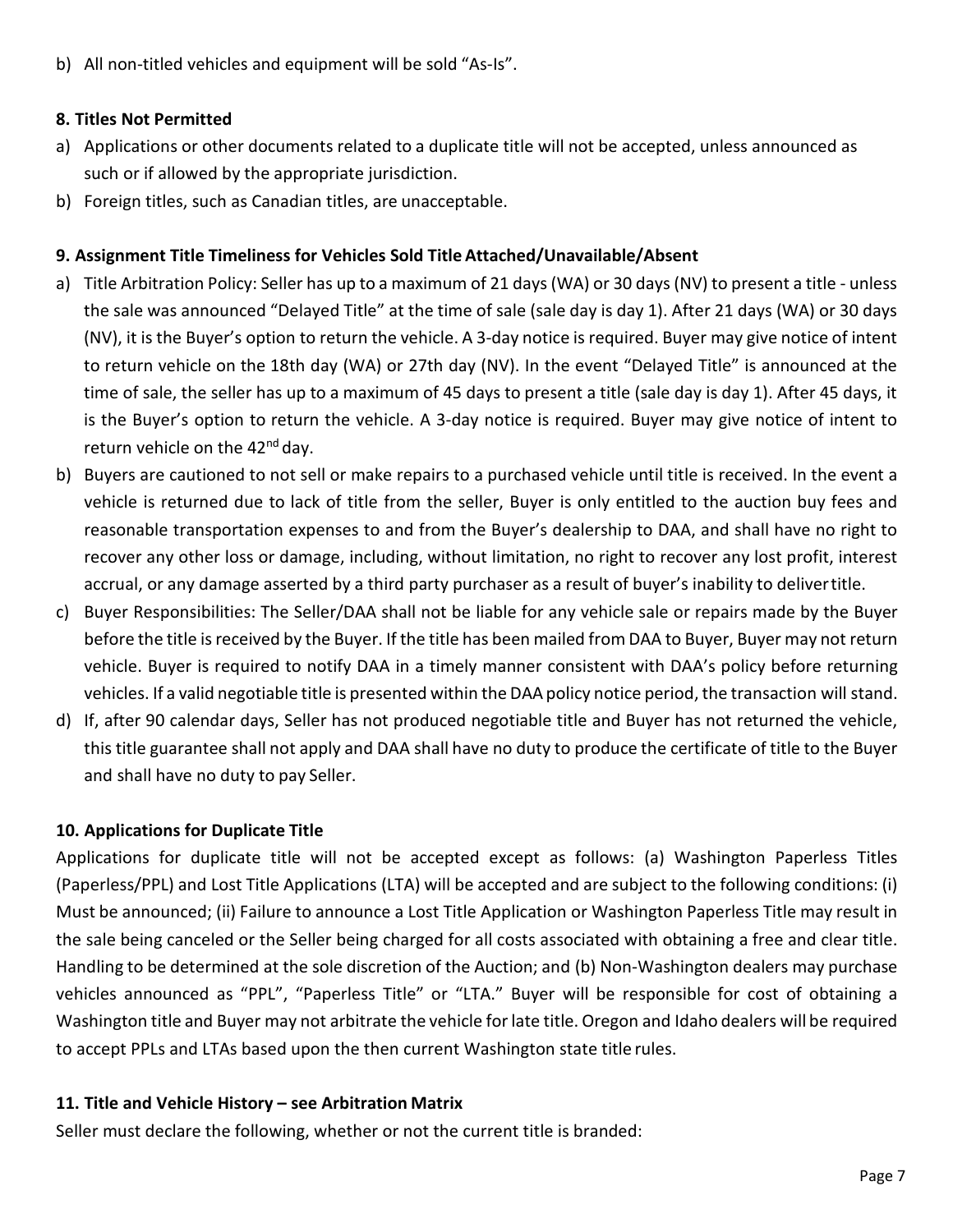b) All non-titled vehicles and equipment will be sold "As-Is".

**8. Titles Not Permitted**

a) Applications or other documents related to a duplicate title will not be accepted, unless announced as such or if allowed by the appropriate jurisdiction.
b) Foreign titles, such as Canadian titles, are unacceptable.

**9. Assignment Title Timeliness for Vehicles Sold Title Attached/Unavailable/Absent**

a) Title Arbitration Policy: Seller has up to a maximum of 21 days (WA) or 30 days (NV) to present a title - unless the sale was announced "Delayed Title" at the time of sale (sale day is day 1). After 21 days (WA) or 30 days (NV), it is the Buyer's option to return the vehicle. A 3-day notice is required. Buyer may give notice of intent to return vehicle on the 18th day (WA) or 27th day (NV). In the event "Delayed Title" is announced at the time of sale, the seller has up to a maximum of 45 days to present a title (sale day is day 1). After 45 days, it is the Buyer's option to return the vehicle. A 3-day notice is required. Buyer may give notice of intent to return vehicle on the 42nd day.
b) Buyers are cautioned to not sell or make repairs to a purchased vehicle until title is received. In the event a vehicle is returned due to lack of title from the seller, Buyer is only entitled to the auction buy fees and reasonable transportation expenses to and from the Buyer's dealership to DAA, and shall have no right to recover any other loss or damage, including, without limitation, no right to recover any lost profit, interest accrual, or any damage asserted by a third party purchaser as a result of buyer's inability to deliver title.
c) Buyer Responsibilities: The Seller/DAA shall not be liable for any vehicle sale or repairs made by the Buyer before the title is received by the Buyer. If the title has been mailed from DAA to Buyer, Buyer may not return vehicle. Buyer is required to notify DAA in a timely manner consistent with DAA's policy before returning vehicles. If a valid negotiable title is presented within the DAA policy notice period, the transaction will stand.
d) If, after 90 calendar days, Seller has not produced negotiable title and Buyer has not returned the vehicle, this title guarantee shall not apply and DAA shall have no duty to produce the certificate of title to the Buyer and shall have no duty to pay Seller.

**10. Applications for Duplicate Title**

Applications for duplicate title will not be accepted except as follows: (a) Washington Paperless Titles (Paperless/PPL) and Lost Title Applications (LTA) will be accepted and are subject to the following conditions: (i) Must be announced; (ii) Failure to announce a Lost Title Application or Washington Paperless Title may result in the sale being canceled or the Seller being charged for all costs associated with obtaining a free and clear title. Handling to be determined at the sole discretion of the Auction; and (b) Non-Washington dealers may purchase vehicles announced as "PPL", "Paperless Title" or "LTA." Buyer will be responsible for cost of obtaining a Washington title and Buyer may not arbitrate the vehicle for late title. Oregon and Idaho dealers will be required to accept PPLs and LTAs based upon the then current Washington state title rules.

**11. Title and Vehicle History – see Arbitration Matrix**

Seller must declare the following, whether or not the current title is branded: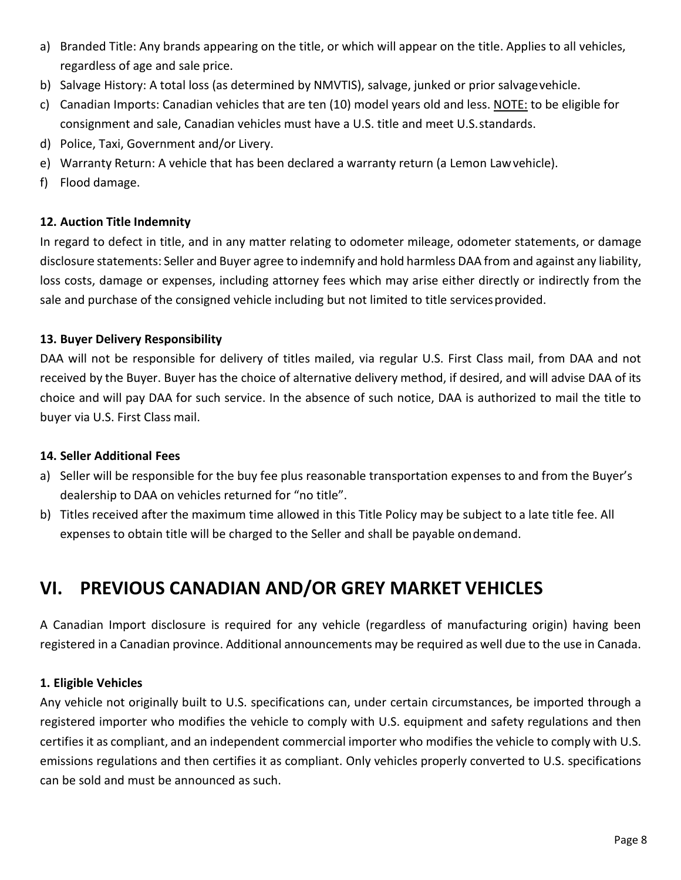a) Branded Title: Any brands appearing on the title, or which will appear on the title. Applies to all vehicles, regardless of age and sale price.
b) Salvage History: A total loss (as determined by NMVTIS), salvage, junked or prior salvage vehicle.
c) Canadian Imports: Canadian vehicles that are ten (10) model years old and less. NOTE: to be eligible for consignment and sale, Canadian vehicles must have a U.S. title and meet U.S. standards.
d) Police, Taxi, Government and/or Livery.
e) Warranty Return: A vehicle that has been declared a warranty return (a Lemon Law vehicle).
f) Flood damage.

**12. Auction Title Indemnity**

In regard to defect in title, and in any matter relating to odometer mileage, odometer statements, or damage disclosure statements: Seller and Buyer agree to indemnify and hold harmless DAA from and against any liability, loss costs, damage or expenses, including attorney fees which may arise either directly or indirectly from the sale and purchase of the consigned vehicle including but not limited to title services provided.

**13. Buyer Delivery Responsibility**

DAA will not be responsible for delivery of titles mailed, via regular U.S. First Class mail, from DAA and not received by the Buyer. Buyer has the choice of alternative delivery method, if desired, and will advise DAA of its choice and will pay DAA for such service. In the absence of such notice, DAA is authorized to mail the title to buyer via U.S. First Class mail.

**14. Seller Additional Fees**

a) Seller will be responsible for the buy fee plus reasonable transportation expenses to and from the Buyer's dealership to DAA on vehicles returned for "no title".
b) Titles received after the maximum time allowed in this Title Policy may be subject to a late title fee. All expenses to obtain title will be charged to the Seller and shall be payable on demand.

# VI. PREVIOUS CANADIAN AND/OR GREY MARKET VEHICLES

A Canadian Import disclosure is required for any vehicle (regardless of manufacturing origin) having been registered in a Canadian province. Additional announcements may be required as well due to the use in Canada.

**1. Eligible Vehicles**

Any vehicle not originally built to U.S. specifications can, under certain circumstances, be imported through a registered importer who modifies the vehicle to comply with U.S. equipment and safety regulations and then certifies it as compliant, and an independent commercial importer who modifies the vehicle to comply with U.S. emissions regulations and then certifies it as compliant. Only vehicles properly converted to U.S. specifications can be sold and must be announced as such.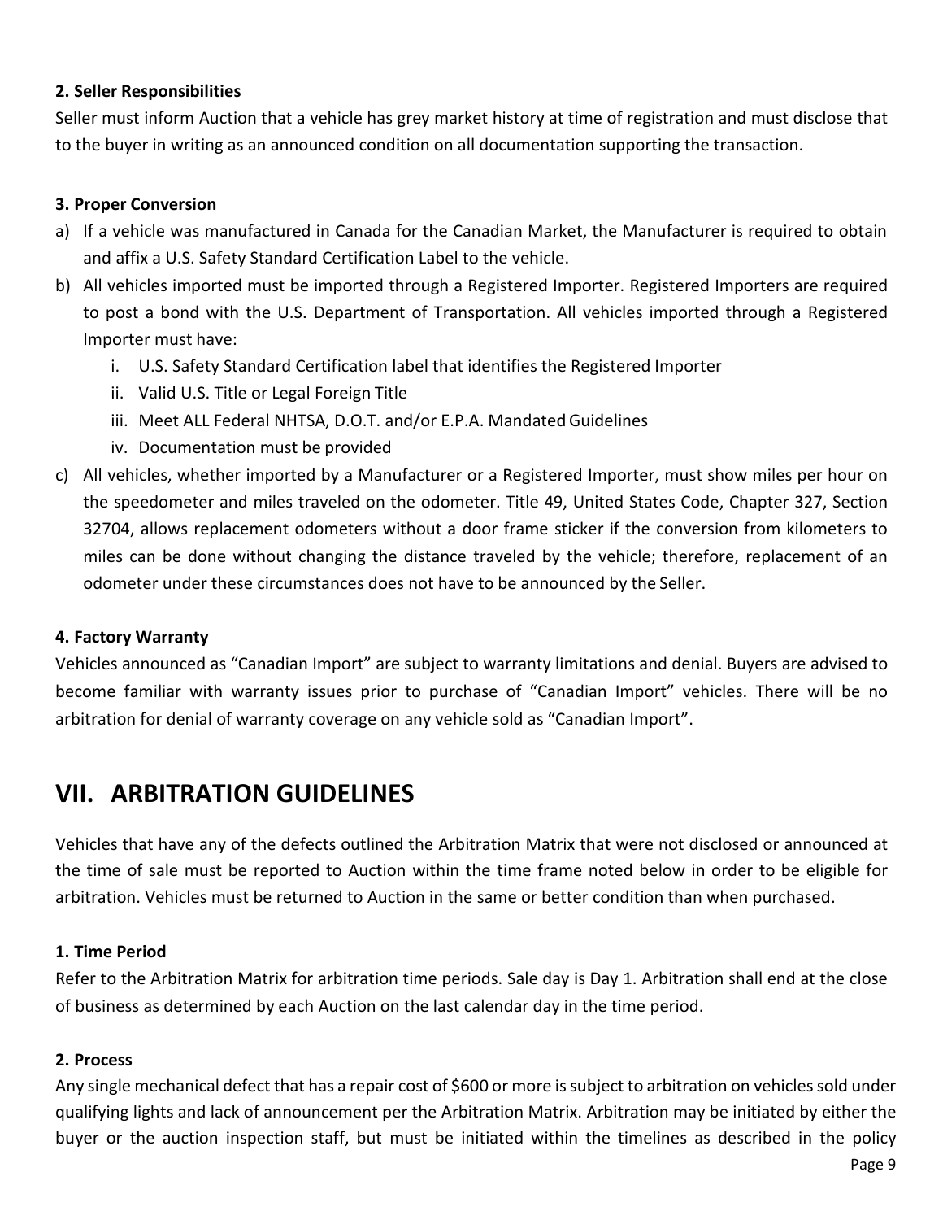**2. Seller Responsibilities**

Seller must inform Auction that a vehicle has grey market history at time of registration and must disclose that to the buyer in writing as an announced condition on all documentation supporting the transaction.

**3. Proper Conversion**

a) If a vehicle was manufactured in Canada for the Canadian Market, the Manufacturer is required to obtain and affix a U.S. Safety Standard Certification Label to the vehicle.

b) All vehicles imported must be imported through a Registered Importer. Registered Importers are required to post a bond with the U.S. Department of Transportation. All vehicles imported through a Registered Importer must have:

   i. U.S. Safety Standard Certification label that identifies the Registered Importer
   ii. Valid U.S. Title or Legal Foreign Title
   iii. Meet ALL Federal NHTSA, D.O.T. and/or E.P.A. Mandated Guidelines
   iv. Documentation must be provided

c) All vehicles, whether imported by a Manufacturer or a Registered Importer, must show miles per hour on the speedometer and miles traveled on the odometer. Title 49, United States Code, Chapter 327, Section 32704, allows replacement odometers without a door frame sticker if the conversion from kilometers to miles can be done without changing the distance traveled by the vehicle; therefore, replacement of an odometer under these circumstances does not have to be announced by the Seller.

**4. Factory Warranty**

Vehicles announced as "Canadian Import" are subject to warranty limitations and denial. Buyers are advised to become familiar with warranty issues prior to purchase of "Canadian Import" vehicles. There will be no arbitration for denial of warranty coverage on any vehicle sold as "Canadian Import".

# VII. ARBITRATION GUIDELINES

Vehicles that have any of the defects outlined the Arbitration Matrix that were not disclosed or announced at the time of sale must be reported to Auction within the time frame noted below in order to be eligible for arbitration. Vehicles must be returned to Auction in the same or better condition than when purchased.

**1. Time Period**

Refer to the Arbitration Matrix for arbitration time periods. Sale day is Day 1. Arbitration shall end at the close of business as determined by each Auction on the last calendar day in the time period.

**2. Process**

Any single mechanical defect that has a repair cost of $600 or more is subject to arbitration on vehicles sold under qualifying lights and lack of announcement per the Arbitration Matrix. Arbitration may be initiated by either the buyer or the auction inspection staff, but must be initiated within the timelines as described in the policy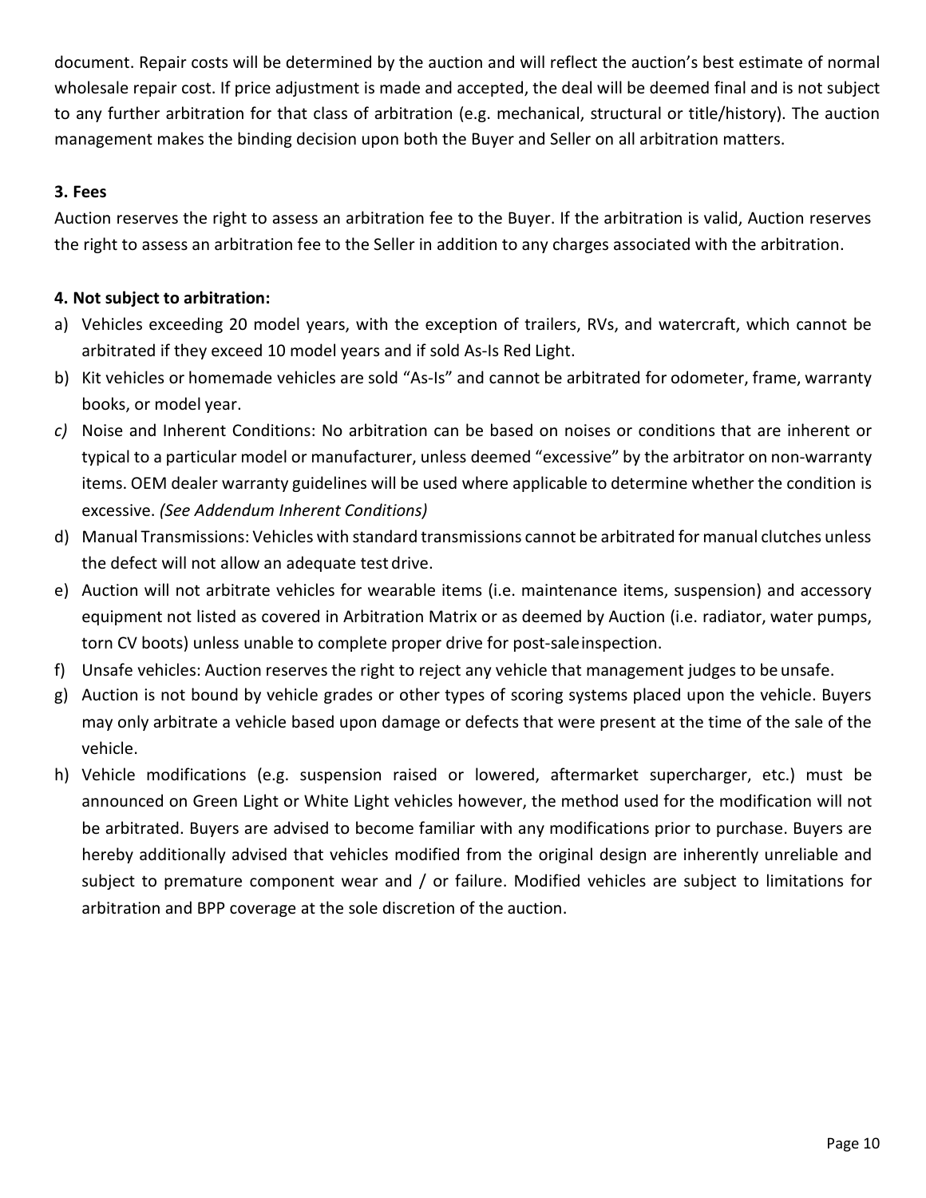document. Repair costs will be determined by the auction and will reflect the auction's best estimate of normal wholesale repair cost. If price adjustment is made and accepted, the deal will be deemed final and is not subject to any further arbitration for that class of arbitration (e.g. mechanical, structural or title/history). The auction management makes the binding decision upon both the Buyer and Seller on all arbitration matters.

### 3. Fees

Auction reserves the right to assess an arbitration fee to the Buyer. If the arbitration is valid, Auction reserves the right to assess an arbitration fee to the Seller in addition to any charges associated with the arbitration.

### 4. Not subject to arbitration:

a) Vehicles exceeding 20 model years, with the exception of trailers, RVs, and watercraft, which cannot be arbitrated if they exceed 10 model years and if sold As-Is Red Light.

b) Kit vehicles or homemade vehicles are sold "As-Is" and cannot be arbitrated for odometer, frame, warranty books, or model year.

*c)* Noise and Inherent Conditions: No arbitration can be based on noises or conditions that are inherent or typical to a particular model or manufacturer, unless deemed "excessive" by the arbitrator on non-warranty items. OEM dealer warranty guidelines will be used where applicable to determine whether the condition is excessive. *(See Addendum Inherent Conditions)*

d) Manual Transmissions: Vehicles with standard transmissions cannot be arbitrated for manual clutches unless the defect will not allow an adequate test drive.

e) Auction will not arbitrate vehicles for wearable items (i.e. maintenance items, suspension) and accessory equipment not listed as covered in Arbitration Matrix or as deemed by Auction (i.e. radiator, water pumps, torn CV boots) unless unable to complete proper drive for post-sale inspection.

f) Unsafe vehicles: Auction reserves the right to reject any vehicle that management judges to be unsafe.

g) Auction is not bound by vehicle grades or other types of scoring systems placed upon the vehicle. Buyers may only arbitrate a vehicle based upon damage or defects that were present at the time of the sale of the vehicle.

h) Vehicle modifications (e.g. suspension raised or lowered, aftermarket supercharger, etc.) must be announced on Green Light or White Light vehicles however, the method used for the modification will not be arbitrated. Buyers are advised to become familiar with any modifications prior to purchase. Buyers are hereby additionally advised that vehicles modified from the original design are inherently unreliable and subject to premature component wear and / or failure. Modified vehicles are subject to limitations for arbitration and BPP coverage at the sole discretion of the auction.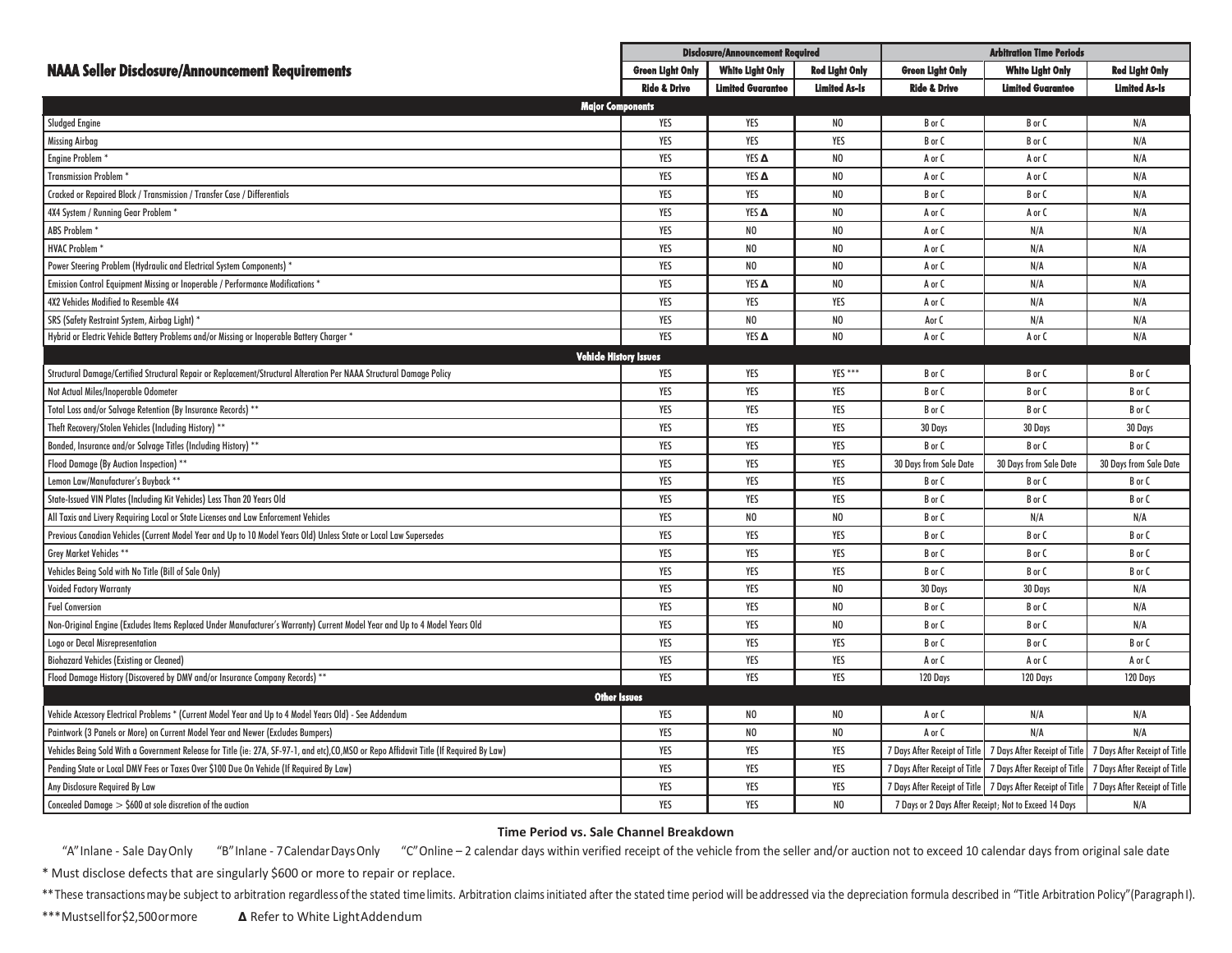# NAAA Seller Disclosure/Announcement Requirements

| | Disclosure/Announcement Required | | | Arbitration Time Periods | | |
|---|---|---|---|---|---|---|
| | Green Light Only | White Light Only | Red Light Only | Green Light Only | White Light Only | Red Light Only |
| | Ride & Drive | Limited Guarantee | Limited As-Is | Ride & Drive | Limited Guarantee | Limited As-Is |
| **Major Components** | | | | | | |
| Sludged Engine | YES | YES | NO | B or C | B or C | N/A |
| Missing Airbag | YES | YES | YES | B or C | B or C | N/A |
| Engine Problem * | YES | YES Δ | NO | A or C | A or C | N/A |
| Transmission Problem * | YES | YES Δ | NO | A or C | A or C | N/A |
| Cracked or Repaired Block / Transmission / Transfer Case / Differentials | YES | YES | NO | B or C | B or C | N/A |
| 4X4 System / Running Gear Problem * | YES | YES Δ | NO | A or C | A or C | N/A |
| ABS Problem * | YES | NO | NO | A or C | N/A | N/A |
| HVAC Problem * | YES | NO | NO | A or C | N/A | N/A |
| Power Steering Problem (Hydraulic and Electrical System Components) * | YES | NO | NO | A or C | N/A | N/A |
| Emission Control Equipment Missing or Inoperable / Performance Modifications * | YES | YES Δ | NO | A or C | N/A | N/A |
| 4X2 Vehicles Modified to Resemble 4X4 | YES | YES | YES | A or C | N/A | N/A |
| SRS (Safety Restraint System, Airbag Light) * | YES | NO | NO | Aor C | N/A | N/A |
| Hybrid or Electric Vehicle Battery Problems and/or Missing or Inoperable Battery Charger * | YES | YES Δ | NO | A or C | A or C | N/A |
| **Vehicle History Issues** | | | | | | |
| Structural Damage/Certified Structural Repair or Replacement/Structural Alteration Per NAAA Structural Damage Policy | YES | YES | YES *** | B or C | B or C | B or C |
| Not Actual Miles/Inoperable Odometer | YES | YES | YES | B or C | B or C | B or C |
| Total Loss and/or Salvage Retention (By Insurance Records) ** | YES | YES | YES | B or C | B or C | B or C |
| Theft Recovery/Stolen Vehicles (Including History) ** | YES | YES | YES | 30 Days | 30 Days | 30 Days |
| Bonded, Insurance and/or Salvage Titles (Including History) ** | YES | YES | YES | B or C | B or C | B or C |
| Flood Damage (By Auction Inspection) ** | YES | YES | YES | 30 Days from Sale Date | 30 Days from Sale Date | 30 Days from Sale Date |
| Lemon Law/Manufacturer's Buyback ** | YES | YES | YES | B or C | B or C | B or C |
| State-Issued VIN Plates (Including Kit Vehicles) Less Than 20 Years Old | YES | YES | YES | B or C | B or C | B or C |
| All Taxis and Livery Requiring Local or State Licenses and Law Enforcement Vehicles | YES | NO | NO | B or C | N/A | N/A |
| Previous Canadian Vehicles (Current Model Year and Up to 10 Model Years Old) Unless State or Local Law Supersedes | YES | YES | YES | B or C | B or C | B or C |
| Grey Market Vehicles ** | YES | YES | YES | B or C | B or C | B or C |
| Vehicles Being Sold with No Title (Bill of Sale Only) | YES | YES | YES | B or C | B or C | B or C |
| Voided Factory Warranty | YES | YES | NO | 30 Days | 30 Days | N/A |
| Fuel Conversion | YES | YES | NO | B or C | B or C | N/A |
| Non-Original Engine (Excludes Items Replaced Under Manufacturer's Warranty) Current Model Year and Up to 4 Model Years Old | YES | YES | NO | B or C | B or C | N/A |
| Logo or Decal Misrepresentation | YES | YES | YES | B or C | B or C | B or C |
| Biohazard Vehicles (Existing or Cleaned) | YES | YES | YES | A or C | A or C | A or C |
| Flood Damage History (Discovered by DMV and/or Insurance Company Records) ** | YES | YES | YES | 120 Days | 120 Days | 120 Days |
| **Other Issues** | | | | | | |
| Vehicle Accessory Electrical Problems * (Current Model Year and Up to 4 Model Years Old) - See Addendum | YES | NO | NO | A or C | N/A | N/A |
| Paintwork (3 Panels or More) on Current Model Year and Newer (Excludes Bumpers) | YES | NO | NO | A or C | N/A | N/A |
| Vehicles Being Sold With a Government Release for Title (ie: 27A, SF-97-1, and etc),CO,MSO or Repo Affidavit Title (If Required By Law) | YES | YES | YES | 7 Days After Receipt of Title | 7 Days After Receipt of Title | 7 Days After Receipt of Title |
| Pending State or Local DMV Fees or Taxes Over $100 Due On Vehicle (If Required By Law) | YES | YES | YES | 7 Days After Receipt of Title | 7 Days After Receipt of Title | 7 Days After Receipt of Title |
| Any Disclosure Required By Law | YES | YES | YES | 7 Days After Receipt of Title | 7 Days After Receipt of Title | 7 Days After Receipt of Title |
| Concealed Damage > $600 at sole discretion of the auction | YES | YES | NO | 7 Days or 2 Days After Receipt; Not to Exceed 14 Days | | N/A |

**Time Period vs. Sale Channel Breakdown**

"A" Inlane - Sale Day Only "B" Inlane - 7 Calendar Days Only "C" Online – 2 calendar days within verified receipt of the vehicle from the seller and/or auction not to exceed 10 calendar days from original sale date

\* Must disclose defects that are singularly $600 or more to repair or replace.

** These transactions may be subject to arbitration regardless of the stated time limits. Arbitration claims initiated after the stated time period will be addressed via the depreciation formula described in "Title Arbitration Policy" (Paragraph I).

*** Must sell for $2,500 or more Δ Refer to White Light Addendum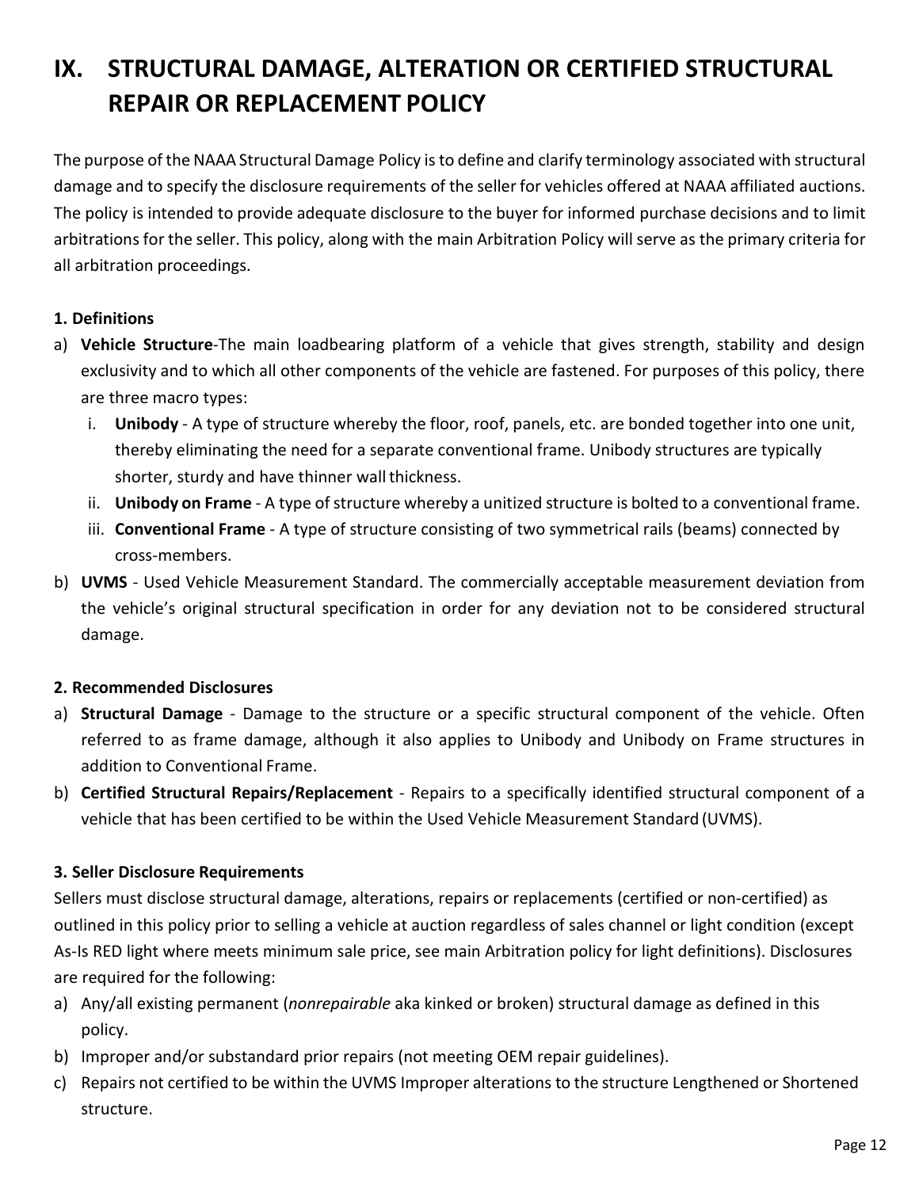# IX. STRUCTURAL DAMAGE, ALTERATION OR CERTIFIED STRUCTURAL REPAIR OR REPLACEMENT POLICY

The purpose of the NAAA Structural Damage Policy is to define and clarify terminology associated with structural damage and to specify the disclosure requirements of the seller for vehicles offered at NAAA affiliated auctions. The policy is intended to provide adequate disclosure to the buyer for informed purchase decisions and to limit arbitrations for the seller. This policy, along with the main Arbitration Policy will serve as the primary criteria for all arbitration proceedings.

### 1. Definitions

a) **Vehicle Structure**-The main loadbearing platform of a vehicle that gives strength, stability and design exclusivity and to which all other components of the vehicle are fastened. For purposes of this policy, there are three macro types:
   i. **Unibody** - A type of structure whereby the floor, roof, panels, etc. are bonded together into one unit, thereby eliminating the need for a separate conventional frame. Unibody structures are typically shorter, sturdy and have thinner wall thickness.
   ii. **Unibody on Frame** - A type of structure whereby a unitized structure is bolted to a conventional frame.
   iii. **Conventional Frame** - A type of structure consisting of two symmetrical rails (beams) connected by cross-members.

b) **UVMS** - Used Vehicle Measurement Standard. The commercially acceptable measurement deviation from the vehicle's original structural specification in order for any deviation not to be considered structural damage.

### 2. Recommended Disclosures

a) **Structural Damage** - Damage to the structure or a specific structural component of the vehicle. Often referred to as frame damage, although it also applies to Unibody and Unibody on Frame structures in addition to Conventional Frame.

b) **Certified Structural Repairs/Replacement** - Repairs to a specifically identified structural component of a vehicle that has been certified to be within the Used Vehicle Measurement Standard (UVMS).

### 3. Seller Disclosure Requirements

Sellers must disclose structural damage, alterations, repairs or replacements (certified or non-certified) as outlined in this policy prior to selling a vehicle at auction regardless of sales channel or light condition (except As-Is RED light where meets minimum sale price, see main Arbitration policy for light definitions). Disclosures are required for the following:

a) Any/all existing permanent (*nonrepairable* aka kinked or broken) structural damage as defined in this policy.
b) Improper and/or substandard prior repairs (not meeting OEM repair guidelines).
c) Repairs not certified to be within the UVMS Improper alterations to the structure Lengthened or Shortened structure.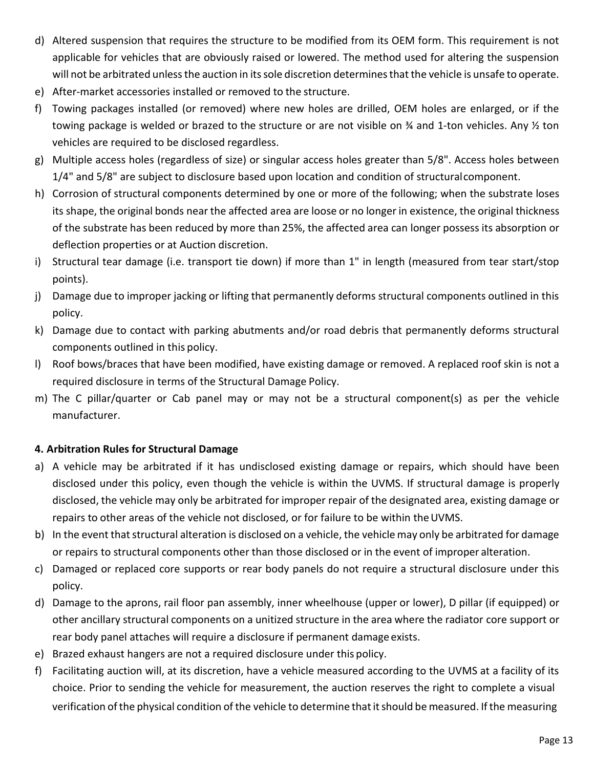d) Altered suspension that requires the structure to be modified from its OEM form. This requirement is not applicable for vehicles that are obviously raised or lowered. The method used for altering the suspension will not be arbitrated unless the auction in its sole discretion determines that the vehicle is unsafe to operate.
e) After-market accessories installed or removed to the structure.
f) Towing packages installed (or removed) where new holes are drilled, OEM holes are enlarged, or if the towing package is welded or brazed to the structure or are not visible on ¾ and 1-ton vehicles. Any ½ ton vehicles are required to be disclosed regardless.
g) Multiple access holes (regardless of size) or singular access holes greater than 5/8". Access holes between 1/4" and 5/8" are subject to disclosure based upon location and condition of structural component.
h) Corrosion of structural components determined by one or more of the following; when the substrate loses its shape, the original bonds near the affected area are loose or no longer in existence, the original thickness of the substrate has been reduced by more than 25%, the affected area can longer possess its absorption or deflection properties or at Auction discretion.
i) Structural tear damage (i.e. transport tie down) if more than 1" in length (measured from tear start/stop points).
j) Damage due to improper jacking or lifting that permanently deforms structural components outlined in this policy.
k) Damage due to contact with parking abutments and/or road debris that permanently deforms structural components outlined in this policy.
l) Roof bows/braces that have been modified, have existing damage or removed. A replaced roof skin is not a required disclosure in terms of the Structural Damage Policy.
m) The C pillar/quarter or Cab panel may or may not be a structural component(s) as per the vehicle manufacturer.

**4. Arbitration Rules for Structural Damage**

a) A vehicle may be arbitrated if it has undisclosed existing damage or repairs, which should have been disclosed under this policy, even though the vehicle is within the UVMS. If structural damage is properly disclosed, the vehicle may only be arbitrated for improper repair of the designated area, existing damage or repairs to other areas of the vehicle not disclosed, or for failure to be within the UVMS.
b) In the event that structural alteration is disclosed on a vehicle, the vehicle may only be arbitrated for damage or repairs to structural components other than those disclosed or in the event of improper alteration.
c) Damaged or replaced core supports or rear body panels do not require a structural disclosure under this policy.
d) Damage to the aprons, rail floor pan assembly, inner wheelhouse (upper or lower), D pillar (if equipped) or other ancillary structural components on a unitized structure in the area where the radiator core support or rear body panel attaches will require a disclosure if permanent damage exists.
e) Brazed exhaust hangers are not a required disclosure under this policy.
f) Facilitating auction will, at its discretion, have a vehicle measured according to the UVMS at a facility of its choice. Prior to sending the vehicle for measurement, the auction reserves the right to complete a visual verification of the physical condition of the vehicle to determine that it should be measured. If the measuring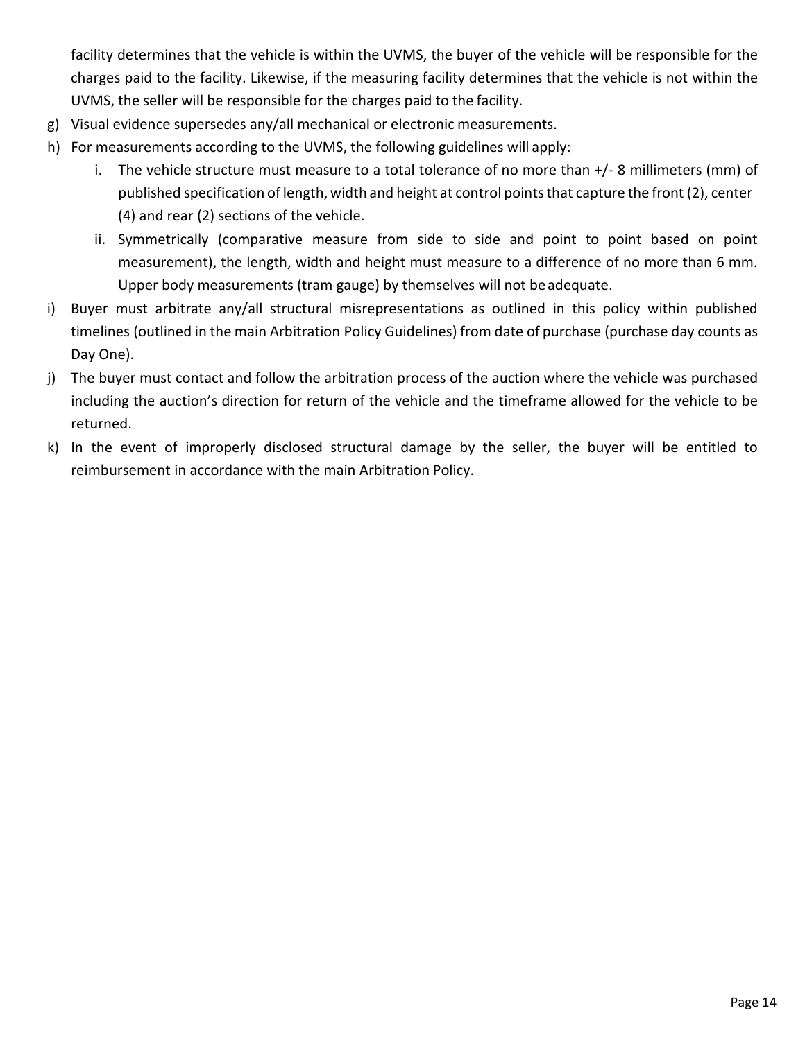facility determines that the vehicle is within the UVMS, the buyer of the vehicle will be responsible for the charges paid to the facility. Likewise, if the measuring facility determines that the vehicle is not within the UVMS, the seller will be responsible for the charges paid to the facility.

g) Visual evidence supersedes any/all mechanical or electronic measurements.

h) For measurements according to the UVMS, the following guidelines will apply:

   i. The vehicle structure must measure to a total tolerance of no more than +/- 8 millimeters (mm) of published specification of length, width and height at control points that capture the front (2), center (4) and rear (2) sections of the vehicle.

   ii. Symmetrically (comparative measure from side to side and point to point based on point measurement), the length, width and height must measure to a difference of no more than 6 mm. Upper body measurements (tram gauge) by themselves will not be adequate.

i) Buyer must arbitrate any/all structural misrepresentations as outlined in this policy within published timelines (outlined in the main Arbitration Policy Guidelines) from date of purchase (purchase day counts as Day One).

j) The buyer must contact and follow the arbitration process of the auction where the vehicle was purchased including the auction's direction for return of the vehicle and the timeframe allowed for the vehicle to be returned.

k) In the event of improperly disclosed structural damage by the seller, the buyer will be entitled to reimbursement in accordance with the main Arbitration Policy.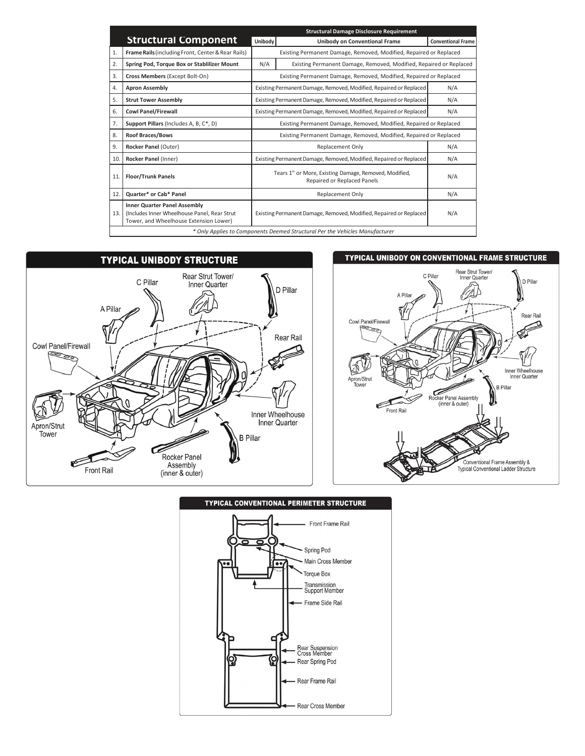| | Structural Component | Structural Damage Disclosure Requirement | | |
|---|---|---|---|---|
| | | Unibody | Unibody on Conventional Frame | Conventional Frame |
| 1. | **Frame Rails** (including Front, Center & Rear Rails) | Existing Permanent Damage, Removed, Modified, Repaired or Replaced | | |
| 2. | **Spring Pod, Torque Box or Stabilizer Mount** | N/A | Existing Permanent Damage, Removed, Modified, Repaired or Replaced | |
| 3. | **Cross Members** (Except Bolt-On) | Existing Permanent Damage, Removed, Modified, Repaired or Replaced | | |
| 4. | **Apron Assembly** | Existing Permanent Damage, Removed, Modified, Repaired or Replaced | | N/A |
| 5. | **Strut Tower Assembly** | Existing Permanent Damage, Removed, Modified, Repaired or Replaced | | N/A |
| 6. | **Cowl Panel/Firewall** | Existing Permanent Damage, Removed, Modified, Repaired or Replaced | | N/A |
| 7. | **Support Pillars** (Includes A, B, C*, D) | Existing Permanent Damage, Removed, Modified, Repaired or Replaced | | |
| 8. | **Roof Braces/Bows** | Existing Permanent Damage, Removed, Modified, Repaired or Replaced | | |
| 9. | **Rocker Panel** (Outer) | Replacement Only | | N/A |
| 10. | **Rocker Panel** (Inner) | Existing Permanent Damage, Removed, Modified, Repaired or Replaced | | N/A |
| 11. | **Floor/Trunk Panels** | Tears 1" or More, Existing Damage, Removed, Modified, Repaired or Replaced Panels | | N/A |
| 12. | **Quarter* or Cab* Panel** | Replacement Only | | N/A |
| 13. | **Inner Quarter Panel Assembly** (Includes Inner Wheelhouse Panel, Rear Strut Tower, and Wheelhouse Extension Lower) | Existing Permanent Damage, Removed, Modified, Repaired or Replaced | | N/A |

*\* Only Applies to Components Deemed Structural Per the Vehicles Manufacturer*

## TYPICAL UNIBODY STRUCTURE

C Pillar, Rear Strut Tower/Inner Quarter, D Pillar, A Pillar, Rear Rail, Cowl Panel/Firewall, Inner Wheelhouse Inner Quarter, Apron/Strut Tower, B Pillar, Rocker Panel Assembly (inner & outer), Front Rail

## TYPICAL UNIBODY ON CONVENTIONAL FRAME STRUCTURE

C Pillar, Rear Strut Tower/Inner Quarter, D Pillar, A Pillar, Rear Rail, Cowl Panel/Firewall, Inner Wheelhouse Inner Quarter, Apron/Strut Tower, B Pillar, Rocker Panel Assembly (inner & outer), Front Rail, Conventional Frame Assembly & Typical Conventional Ladder Structure

## TYPICAL CONVENTIONAL PERIMETER STRUCTURE

Front Frame Rail, Spring Pod, Main Cross Member, Torque Box, Transmission Support Member, Frame Side Rail, Rear Suspension Cross Member, Rear Spring Pod, Rear Frame Rail, Rear Cross Member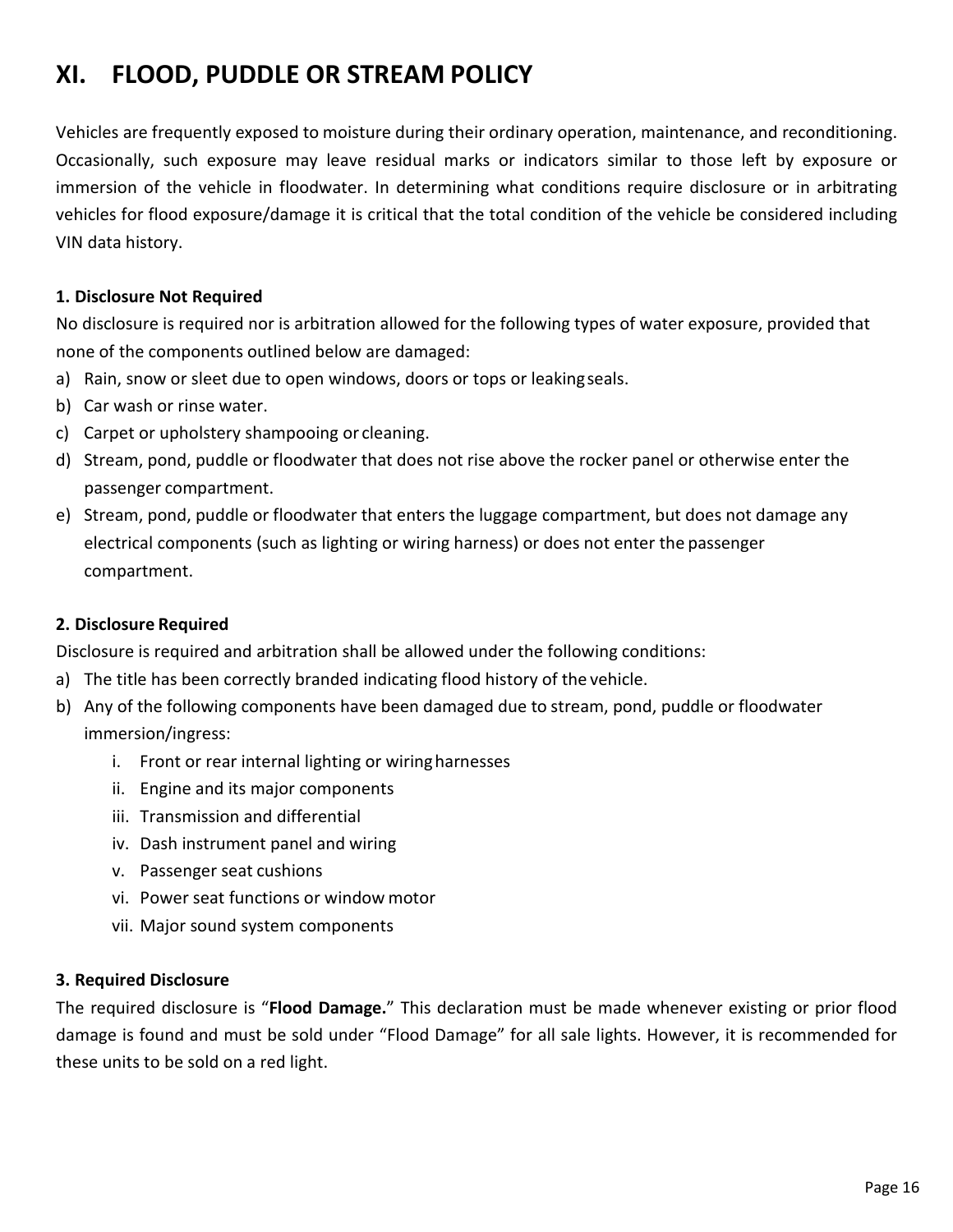# XI. FLOOD, PUDDLE OR STREAM POLICY

Vehicles are frequently exposed to moisture during their ordinary operation, maintenance, and reconditioning. Occasionally, such exposure may leave residual marks or indicators similar to those left by exposure or immersion of the vehicle in floodwater. In determining what conditions require disclosure or in arbitrating vehicles for flood exposure/damage it is critical that the total condition of the vehicle be considered including VIN data history.

**1. Disclosure Not Required**

No disclosure is required nor is arbitration allowed for the following types of water exposure, provided that none of the components outlined below are damaged:

a) Rain, snow or sleet due to open windows, doors or tops or leaking seals.
b) Car wash or rinse water.
c) Carpet or upholstery shampooing or cleaning.
d) Stream, pond, puddle or floodwater that does not rise above the rocker panel or otherwise enter the passenger compartment.
e) Stream, pond, puddle or floodwater that enters the luggage compartment, but does not damage any electrical components (such as lighting or wiring harness) or does not enter the passenger compartment.

**2. Disclosure Required**

Disclosure is required and arbitration shall be allowed under the following conditions:

a) The title has been correctly branded indicating flood history of the vehicle.
b) Any of the following components have been damaged due to stream, pond, puddle or floodwater immersion/ingress:
   i. Front or rear internal lighting or wiring harnesses
   ii. Engine and its major components
   iii. Transmission and differential
   iv. Dash instrument panel and wiring
   v. Passenger seat cushions
   vi. Power seat functions or window motor
   vii. Major sound system components

**3. Required Disclosure**

The required disclosure is "**Flood Damage.**" This declaration must be made whenever existing or prior flood damage is found and must be sold under "Flood Damage" for all sale lights. However, it is recommended for these units to be sold on a red light.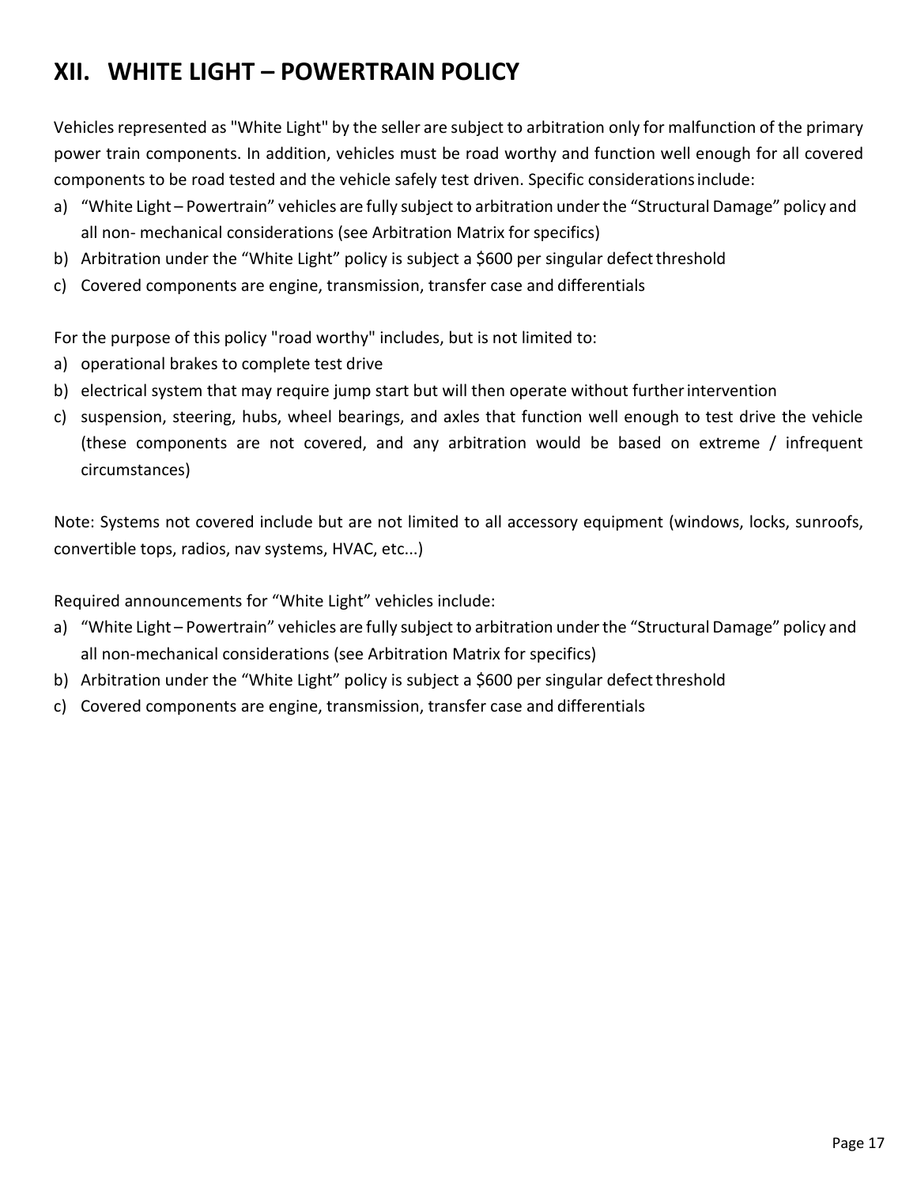## XII. WHITE LIGHT – POWERTRAIN POLICY

Vehicles represented as "White Light" by the seller are subject to arbitration only for malfunction of the primary power train components. In addition, vehicles must be road worthy and function well enough for all covered components to be road tested and the vehicle safely test driven. Specific considerations include:

a) "White Light – Powertrain" vehicles are fully subject to arbitration under the "Structural Damage" policy and all non- mechanical considerations (see Arbitration Matrix for specifics)
b) Arbitration under the "White Light" policy is subject a $600 per singular defect threshold
c) Covered components are engine, transmission, transfer case and differentials

For the purpose of this policy "road worthy" includes, but is not limited to:

a) operational brakes to complete test drive
b) electrical system that may require jump start but will then operate without further intervention
c) suspension, steering, hubs, wheel bearings, and axles that function well enough to test drive the vehicle (these components are not covered, and any arbitration would be based on extreme / infrequent circumstances)

Note: Systems not covered include but are not limited to all accessory equipment (windows, locks, sunroofs, convertible tops, radios, nav systems, HVAC, etc...)

Required announcements for "White Light" vehicles include:

a) "White Light – Powertrain" vehicles are fully subject to arbitration under the "Structural Damage" policy and all non-mechanical considerations (see Arbitration Matrix for specifics)
b) Arbitration under the "White Light" policy is subject a $600 per singular defect threshold
c) Covered components are engine, transmission, transfer case and differentials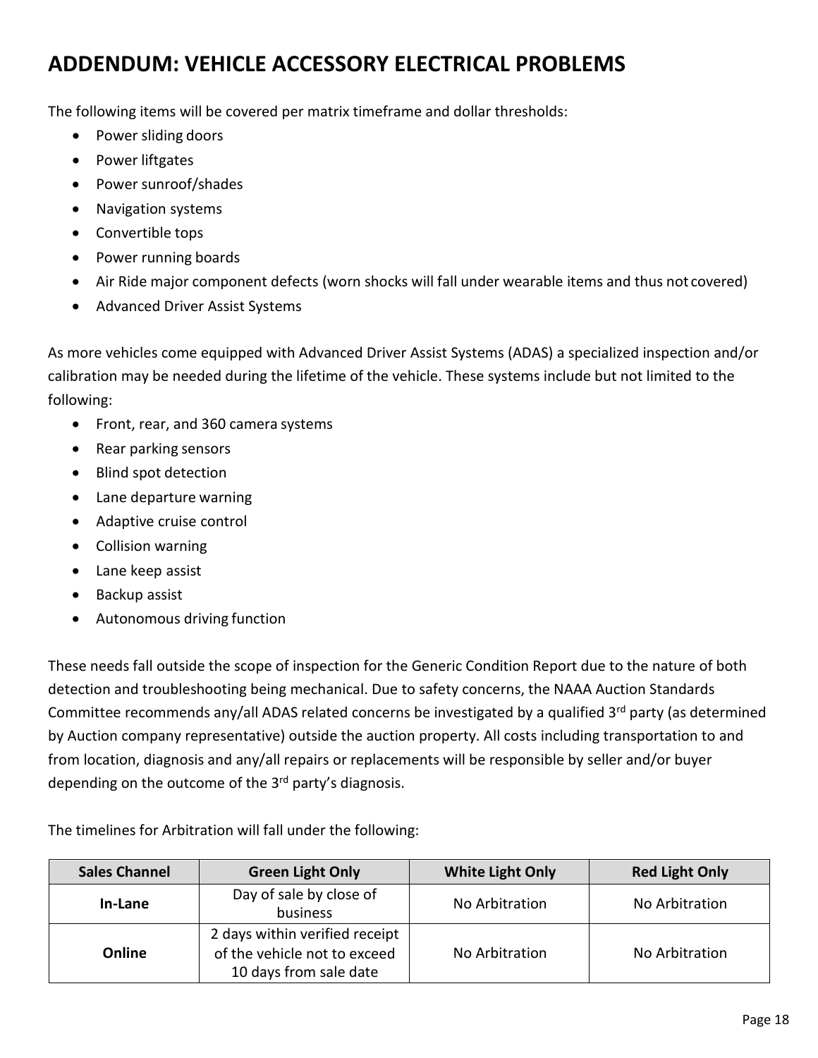# ADDENDUM: VEHICLE ACCESSORY ELECTRICAL PROBLEMS

The following items will be covered per matrix timeframe and dollar thresholds:

- Power sliding doors
- Power liftgates
- Power sunroof/shades
- Navigation systems
- Convertible tops
- Power running boards
- Air Ride major component defects (worn shocks will fall under wearable items and thus not covered)
- Advanced Driver Assist Systems

As more vehicles come equipped with Advanced Driver Assist Systems (ADAS) a specialized inspection and/or calibration may be needed during the lifetime of the vehicle. These systems include but not limited to the following:

- Front, rear, and 360 camera systems
- Rear parking sensors
- Blind spot detection
- Lane departure warning
- Adaptive cruise control
- Collision warning
- Lane keep assist
- Backup assist
- Autonomous driving function

These needs fall outside the scope of inspection for the Generic Condition Report due to the nature of both detection and troubleshooting being mechanical. Due to safety concerns, the NAAA Auction Standards Committee recommends any/all ADAS related concerns be investigated by a qualified 3rd party (as determined by Auction company representative) outside the auction property. All costs including transportation to and from location, diagnosis and any/all repairs or replacements will be responsible by seller and/or buyer depending on the outcome of the 3rd party's diagnosis.

The timelines for Arbitration will fall under the following:

| Sales Channel | Green Light Only | White Light Only | Red Light Only |
|---|---|---|---|
| **In-Lane** | Day of sale by close of business | No Arbitration | No Arbitration |
| **Online** | 2 days within verified receipt of the vehicle not to exceed 10 days from sale date | No Arbitration | No Arbitration |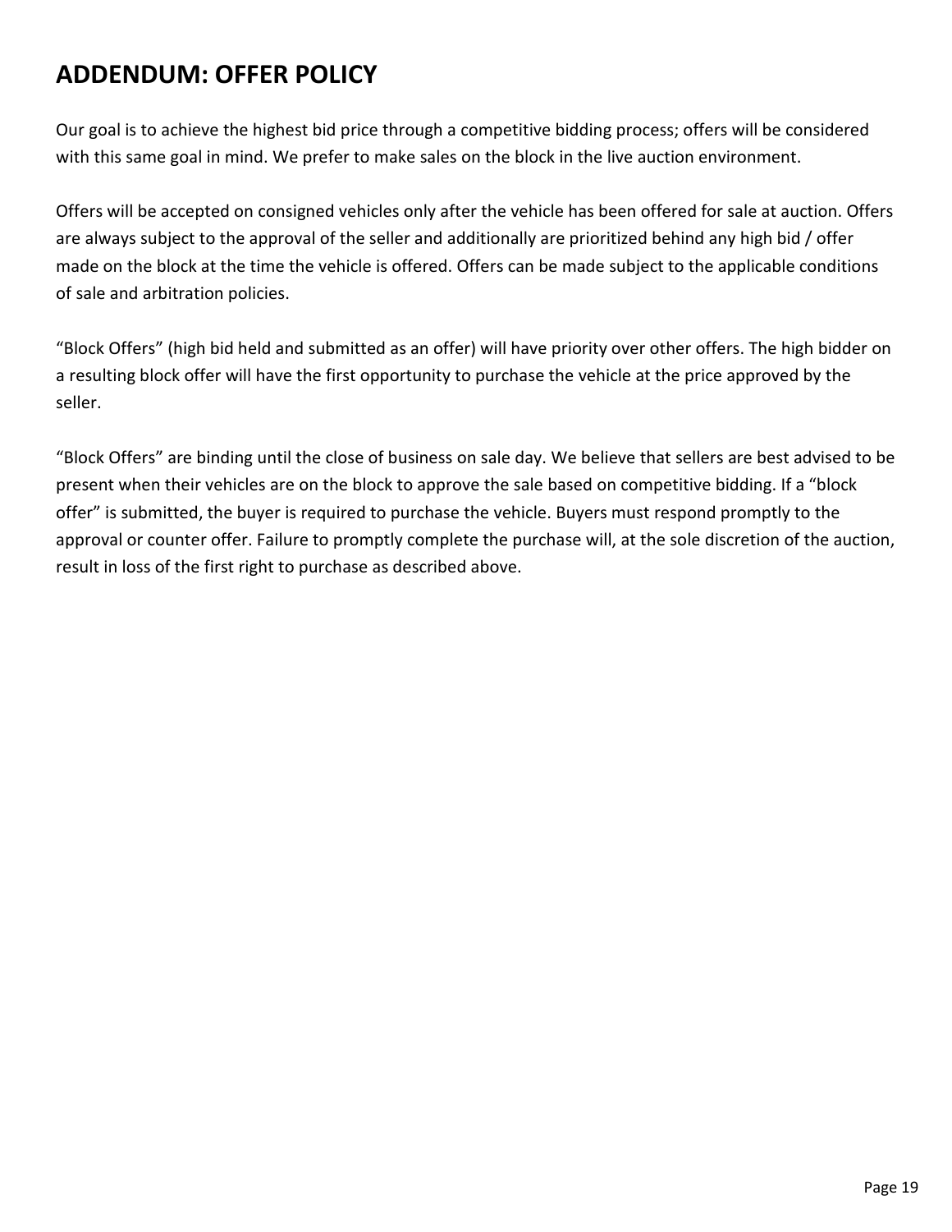## ADDENDUM: OFFER POLICY

Our goal is to achieve the highest bid price through a competitive bidding process; offers will be considered with this same goal in mind. We prefer to make sales on the block in the live auction environment.

Offers will be accepted on consigned vehicles only after the vehicle has been offered for sale at auction. Offers are always subject to the approval of the seller and additionally are prioritized behind any high bid / offer made on the block at the time the vehicle is offered. Offers can be made subject to the applicable conditions of sale and arbitration policies.

"Block Offers" (high bid held and submitted as an offer) will have priority over other offers. The high bidder on a resulting block offer will have the first opportunity to purchase the vehicle at the price approved by the seller.

"Block Offers" are binding until the close of business on sale day. We believe that sellers are best advised to be present when their vehicles are on the block to approve the sale based on competitive bidding. If a "block offer" is submitted, the buyer is required to purchase the vehicle. Buyers must respond promptly to the approval or counter offer. Failure to promptly complete the purchase will, at the sole discretion of the auction, result in loss of the first right to purchase as described above.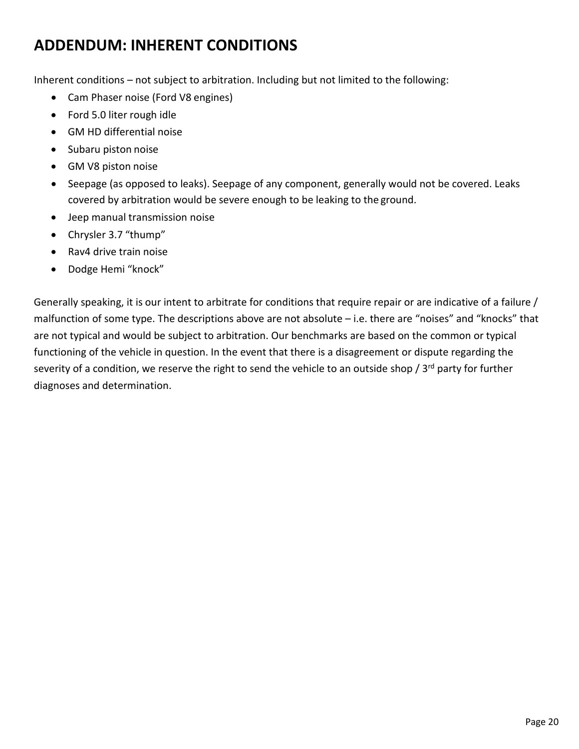# ADDENDUM: INHERENT CONDITIONS

Inherent conditions – not subject to arbitration. Including but not limited to the following:

- Cam Phaser noise (Ford V8 engines)
- Ford 5.0 liter rough idle
- GM HD differential noise
- Subaru piston noise
- GM V8 piston noise
- Seepage (as opposed to leaks). Seepage of any component, generally would not be covered. Leaks covered by arbitration would be severe enough to be leaking to the ground.
- Jeep manual transmission noise
- Chrysler 3.7 "thump"
- Rav4 drive train noise
- Dodge Hemi "knock"

Generally speaking, it is our intent to arbitrate for conditions that require repair or are indicative of a failure / malfunction of some type. The descriptions above are not absolute – i.e. there are "noises" and "knocks" that are not typical and would be subject to arbitration. Our benchmarks are based on the common or typical functioning of the vehicle in question. In the event that there is a disagreement or dispute regarding the severity of a condition, we reserve the right to send the vehicle to an outside shop / 3rd party for further diagnoses and determination.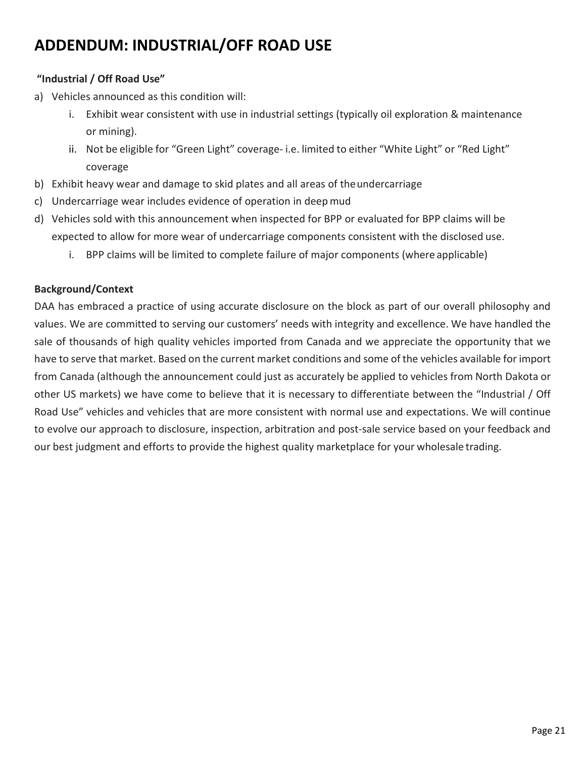# ADDENDUM: INDUSTRIAL/OFF ROAD USE

**"Industrial / Off Road Use"**

a) Vehicles announced as this condition will:
   i. Exhibit wear consistent with use in industrial settings (typically oil exploration & maintenance or mining).
   ii. Not be eligible for "Green Light" coverage- i.e. limited to either "White Light" or "Red Light" coverage

b) Exhibit heavy wear and damage to skid plates and all areas of the undercarriage

c) Undercarriage wear includes evidence of operation in deep mud

d) Vehicles sold with this announcement when inspected for BPP or evaluated for BPP claims will be expected to allow for more wear of undercarriage components consistent with the disclosed use.
   i. BPP claims will be limited to complete failure of major components (where applicable)

**Background/Context**

DAA has embraced a practice of using accurate disclosure on the block as part of our overall philosophy and values. We are committed to serving our customers' needs with integrity and excellence. We have handled the sale of thousands of high quality vehicles imported from Canada and we appreciate the opportunity that we have to serve that market. Based on the current market conditions and some of the vehicles available for import from Canada (although the announcement could just as accurately be applied to vehicles from North Dakota or other US markets) we have come to believe that it is necessary to differentiate between the "Industrial / Off Road Use" vehicles and vehicles that are more consistent with normal use and expectations. We will continue to evolve our approach to disclosure, inspection, arbitration and post-sale service based on your feedback and our best judgment and efforts to provide the highest quality marketplace for your wholesale trading.